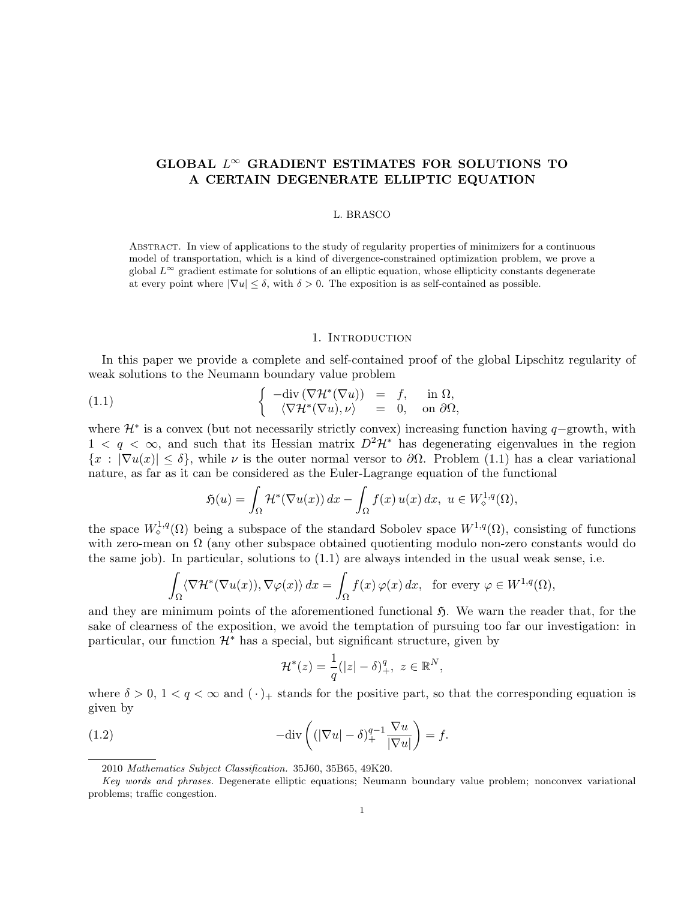# GLOBAL $L^\infty$ GRADIENT ESTIMATES FOR SOLUTIONS TO A CERTAIN DEGENERATE ELLIPTIC EQUATION

L. BRASCO

Abstract. In view of applications to the study of regularity properties of minimizers for a continuous model of transportation, which is a kind of divergence-constrained optimization problem, we prove a global $L^\infty$ gradient estimate for solutions of an elliptic equation, whose ellipticity constants degenerate at every point where $|\nabla u| \leq \delta$, with $\delta > 0$. The exposition is as self-contained as possible.

## 1. Introduction

In this paper we provide a complete and self-contained proof of the global Lipschitz regularity of weak solutions to the Neumann boundary value problem

$$
\left\{ \begin{array}{rcll} -\mathrm{div}\,(\nabla \mathcal{H}^*(\nabla u)) & = & f, & \text{in } \Omega, \\ \langle \nabla \mathcal{H}^*(\nabla u), \nu\rangle & = & 0, & \text{on } \partial\Omega, \end{array} \right. \tag{1.1}
$$

where $\mathcal{H}^*$ is a convex (but not necessarily strictly convex) increasing function having $q-$growth, with $1 < q < \infty$, and such that its Hessian matrix $D^2\mathcal{H}^*$ has degenerating eigenvalues in the region $\{x \,:\, |\nabla u(x)| \leq \delta\}$, while $\nu$ is the outer normal versor to $\partial\Omega$. Problem (1.1) has a clear variational nature, as far as it can be considered as the Euler-Lagrange equation of the functional

$$
\mathfrak{H}(u) = \int_\Omega \mathcal{H}^*(\nabla u(x))\, dx - \int_\Omega f(x)\, u(x)\, dx,\ \ u \in W^{1,q}_\diamond(\Omega),
$$

the space $W^{1,q}_\diamond(\Omega)$ being a subspace of the standard Sobolev space $W^{1,q}(\Omega)$, consisting of functions with zero-mean on $\Omega$ (any other subspace obtained quotienting modulo non-zero constants would do the same job). In particular, solutions to (1.1) are always intended in the usual weak sense, i.e.

$$
\int_\Omega \langle \nabla \mathcal{H}^*(\nabla u(x)), \nabla \varphi(x)\rangle\, dx = \int_\Omega f(x)\, \varphi(x)\, dx, \quad \text{for every } \varphi \in W^{1,q}(\Omega),
$$

and they are minimum points of the aforementioned functional $\mathfrak{H}$. We warn the reader that, for the sake of clearness of the exposition, we avoid the temptation of pursuing too far our investigation: in particular, our function $\mathcal{H}^*$ has a special, but significant structure, given by

$$
\mathcal{H}^*(z) = \frac{1}{q}(|z| - \delta)^q_+,\ \ z \in \mathbb{R}^N,
$$

where $\delta > 0$, $1 < q < \infty$ and $(\,\cdot\,)_+$ stands for the positive part, so that the corresponding equation is given by

$$
-\mathrm{div}\left( (|\nabla u| - \delta)^{q-1}_+ \frac{\nabla u}{|\nabla u|} \right) = f. \tag{1.2}
$$

---

2010 *Mathematics Subject Classification.* 35J60, 35B65, 49K20.

*Key words and phrases.* Degenerate elliptic equations; Neumann boundary value problem; nonconvex variational problems; traffic congestion.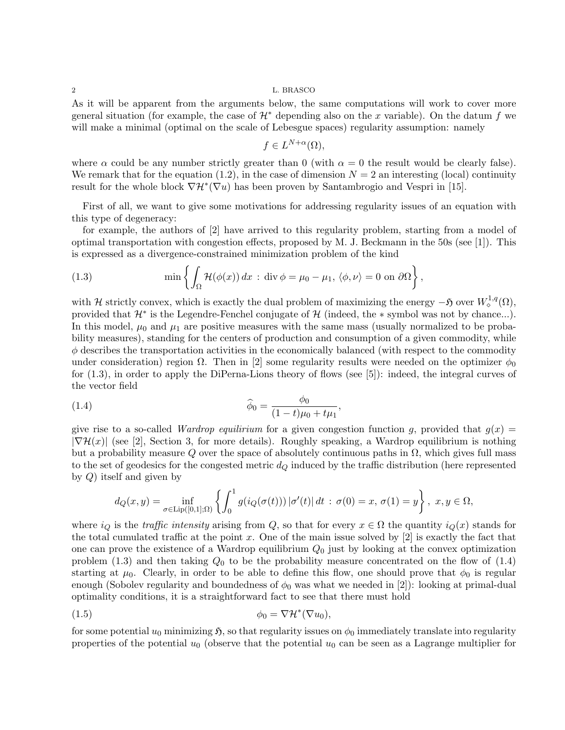As it will be apparent from the arguments below, the same computations will work to cover more general situation (for example, the case of $\mathcal{H}^*$ depending also on the $x$ variable). On the datum $f$ we will make a minimal (optimal on the scale of Lebesgue spaces) regularity assumption: namely

$$f \in L^{N+\alpha}(\Omega),$$

where $\alpha$ could be any number strictly greater than 0 (with $\alpha = 0$ the result would be clearly false). We remark that for the equation (1.2), in the case of dimension $N = 2$ an interesting (local) continuity result for the whole block $\nabla \mathcal{H}^*(\nabla u)$ has been proven by Santambrogio and Vespri in [15].

First of all, we want to give some motivations for addressing regularity issues of an equation with this type of degeneracy:

for example, the authors of [2] have arrived to this regularity problem, starting from a model of optimal transportation with congestion effects, proposed by M. J. Beckmann in the 50s (see [1]). This is expressed as a divergence-constrained minimization problem of the kind

$$\min\left\{\int_\Omega \mathcal{H}(\phi(x))\,dx \,:\, \operatorname{div}\phi = \mu_0 - \mu_1,\ \langle \phi, \nu\rangle = 0 \text{ on } \partial\Omega\right\}, \tag{1.3}$$

with $\mathcal{H}$ strictly convex, which is exactly the dual problem of maximizing the energy $-\mathfrak{H}$ over $W^{1,q}_\diamond(\Omega)$, provided that $\mathcal{H}^*$ is the Legendre-Fenchel conjugate of $\mathcal{H}$ (indeed, the $*$ symbol was not by chance...). In this model, $\mu_0$ and $\mu_1$ are positive measures with the same mass (usually normalized to be probability measures), standing for the centers of production and consumption of a given commodity, while $\phi$ describes the transportation activities in the economically balanced (with respect to the commodity under consideration) region $\Omega$. Then in [2] some regularity results were needed on the optimizer $\phi_0$ for (1.3), in order to apply the DiPerna-Lions theory of flows (see [5]): indeed, the integral curves of the vector field

$$\widehat{\phi}_0 = \frac{\phi_0}{(1-t)\mu_0 + t\mu_1}, \tag{1.4}$$

give rise to a so-called *Wardrop equilirium* for a given congestion function $g$, provided that $g(x) = |\nabla \mathcal{H}(x)|$ (see [2], Section 3, for more details). Roughly speaking, a Wardrop equilibrium is nothing but a probability measure $Q$ over the space of absolutely continuous paths in $\Omega$, which gives full mass to the set of geodesics for the congested metric $d_Q$ induced by the traffic distribution (here represented by $Q$) itself and given by

$$d_Q(x,y) = \inf_{\sigma\in \mathrm{Lip}([0,1];\Omega)}\left\{\int_0^1 g(i_Q(\sigma(t)))\,|\sigma'(t)|\,dt \,:\, \sigma(0) = x,\ \sigma(1) = y\right\},\ x, y \in \Omega,$$

where $i_Q$ is the *traffic intensity* arising from $Q$, so that for every $x \in \Omega$ the quantity $i_Q(x)$ stands for the total cumulated traffic at the point $x$. One of the main issue solved by [2] is exactly the fact that one can prove the existence of a Wardrop equilibrium $Q_0$ just by looking at the convex optimization problem (1.3) and then taking $Q_0$ to be the probability measure concentrated on the flow of (1.4) starting at $\mu_0$. Clearly, in order to be able to define this flow, one should prove that $\phi_0$ is regular enough (Sobolev regularity and boundedness of $\phi_0$ was what we needed in [2]): looking at primal-dual optimality conditions, it is a straightforward fact to see that there must hold

$$\phi_0 = \nabla \mathcal{H}^*(\nabla u_0), \tag{1.5}$$

for some potential $u_0$ minimizing $\mathfrak{H}$, so that regularity issues on $\phi_0$ immediately translate into regularity properties of the potential $u_0$ (observe that the potential $u_0$ can be seen as a Lagrange multiplier for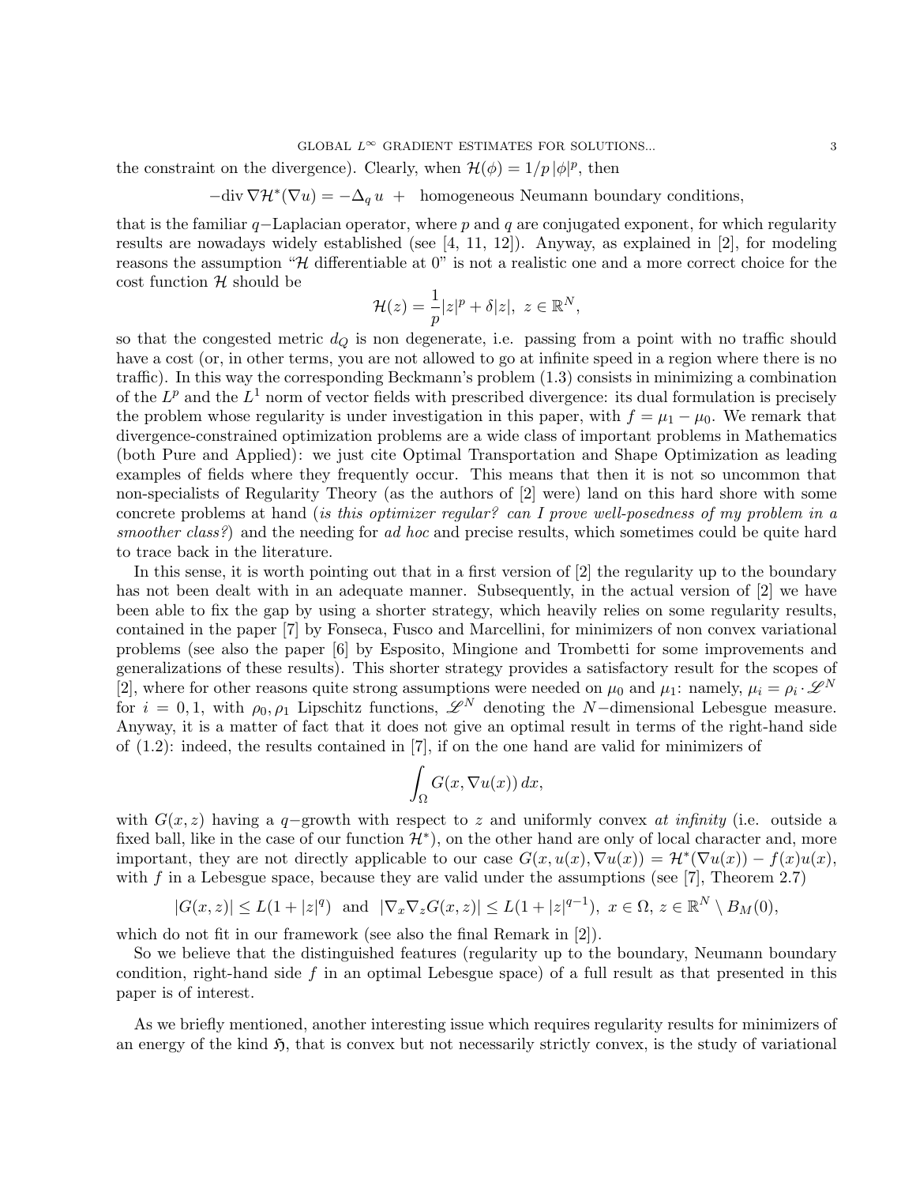the constraint on the divergence). Clearly, when $\mathcal{H}(\phi) = 1/p\,|\phi|^p$, then

$$-\mathrm{div}\,\nabla\mathcal{H}^*(\nabla u) = -\Delta_q\, u \;+\; \text{ homogeneous Neumann boundary conditions,}$$

that is the familiar $q-$Laplacian operator, where $p$ and $q$ are conjugated exponent, for which regularity results are nowadays widely established (see [4, 11, 12]). Anyway, as explained in [2], for modeling reasons the assumption "$\mathcal{H}$ differentiable at 0" is not a realistic one and a more correct choice for the cost function $\mathcal{H}$ should be

$$\mathcal{H}(z) = \frac{1}{p}|z|^p + \delta|z|,\; z \in \mathbb{R}^N,$$

so that the congested metric $d_Q$ is non degenerate, i.e. passing from a point with no traffic should have a cost (or, in other terms, you are not allowed to go at infinite speed in a region where there is no traffic). In this way the corresponding Beckmann's problem (1.3) consists in minimizing a combination of the $L^p$ and the $L^1$ norm of vector fields with prescribed divergence: its dual formulation is precisely the problem whose regularity is under investigation in this paper, with $f = \mu_1 - \mu_0$. We remark that divergence-constrained optimization problems are a wide class of important problems in Mathematics (both Pure and Applied): we just cite Optimal Transportation and Shape Optimization as leading examples of fields where they frequently occur. This means that then it is not so uncommon that non-specialists of Regularity Theory (as the authors of [2] were) land on this hard shore with some concrete problems at hand (*is this optimizer regular? can I prove well-posedness of my problem in a smoother class?*) and the needing for *ad hoc* and precise results, which sometimes could be quite hard to trace back in the literature.

In this sense, it is worth pointing out that in a first version of [2] the regularity up to the boundary has not been dealt with in an adequate manner. Subsequently, in the actual version of [2] we have been able to fix the gap by using a shorter strategy, which heavily relies on some regularity results, contained in the paper [7] by Fonseca, Fusco and Marcellini, for minimizers of non convex variational problems (see also the paper [6] by Esposito, Mingione and Trombetti for some improvements and generalizations of these results). This shorter strategy provides a satisfactory result for the scopes of [2], where for other reasons quite strong assumptions were needed on $\mu_0$ and $\mu_1$: namely, $\mu_i = \rho_i \cdot \mathscr{L}^N$ for $i = 0, 1$, with $\rho_0, \rho_1$ Lipschitz functions, $\mathscr{L}^N$ denoting the $N-$dimensional Lebesgue measure. Anyway, it is a matter of fact that it does not give an optimal result in terms of the right-hand side of (1.2): indeed, the results contained in [7], if on the one hand are valid for minimizers of

$$\int_\Omega G(x, \nabla u(x))\,dx,$$

with $G(x, z)$ having a $q-$growth with respect to $z$ and uniformly convex *at infinity* (i.e. outside a fixed ball, like in the case of our function $\mathcal{H}^*$), on the other hand are only of local character and, more important, they are not directly applicable to our case $G(x, u(x), \nabla u(x)) = \mathcal{H}^*(\nabla u(x)) - f(x)u(x)$, with $f$ in a Lebesgue space, because they are valid under the assumptions (see [7], Theorem 2.7)

$$|G(x, z)| \le L(1 + |z|^q) \;\text{ and }\; |\nabla_x\nabla_z G(x, z)| \le L(1 + |z|^{q-1}),\; x \in \Omega,\; z \in \mathbb{R}^N \setminus B_M(0),$$

which do not fit in our framework (see also the final Remark in [2]).

So we believe that the distinguished features (regularity up to the boundary, Neumann boundary condition, right-hand side $f$ in an optimal Lebesgue space) of a full result as that presented in this paper is of interest.

As we briefly mentioned, another interesting issue which requires regularity results for minimizers of an energy of the kind $\mathfrak{H}$, that is convex but not necessarily strictly convex, is the study of variational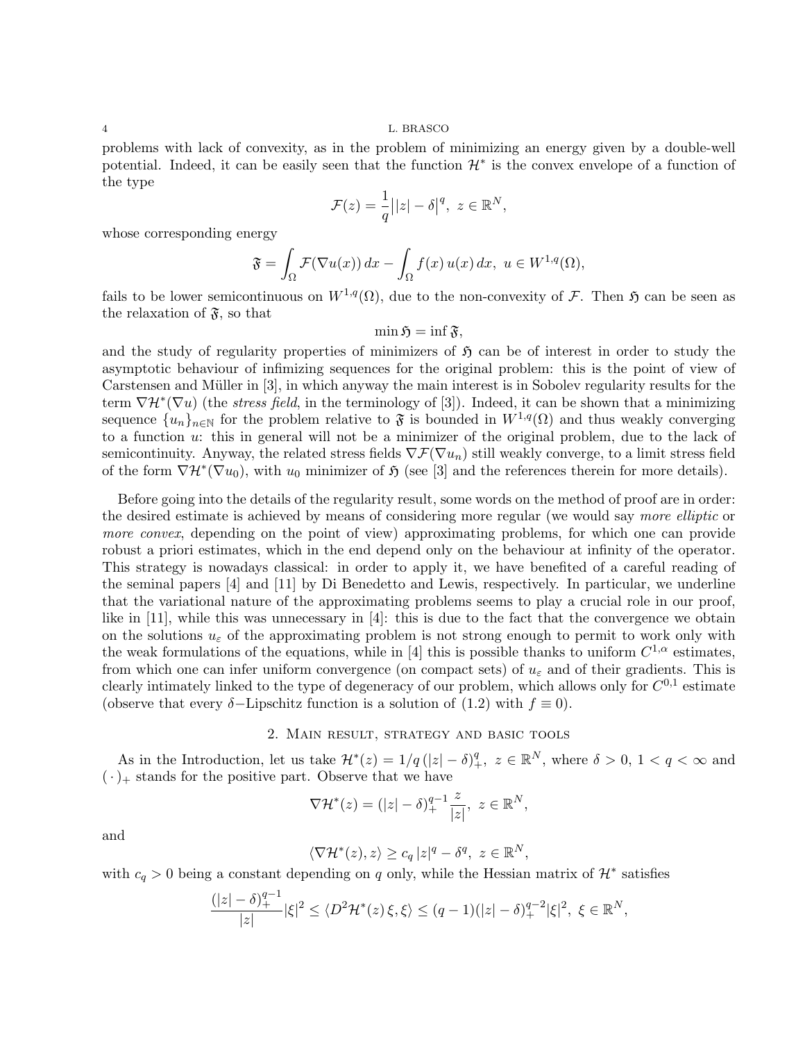problems with lack of convexity, as in the problem of minimizing an energy given by a double-well potential. Indeed, it can be easily seen that the function $\mathcal{H}^*$ is the convex envelope of a function of the type

$$\mathcal{F}(z) = \frac{1}{q}\big||z| - \delta\big|^q,\ z \in \mathbb{R}^N,$$

whose corresponding energy

$$\mathfrak{F} = \int_\Omega \mathcal{F}(\nabla u(x))\, dx - \int_\Omega f(x)\, u(x)\, dx,\ u \in W^{1,q}(\Omega),$$

fails to be lower semicontinuous on $W^{1,q}(\Omega)$, due to the non-convexity of $\mathcal{F}$. Then $\mathfrak{H}$ can be seen as the relaxation of $\mathfrak{F}$, so that

$$\min \mathfrak{H} = \inf \mathfrak{F},$$

and the study of regularity properties of minimizers of $\mathfrak{H}$ can be of interest in order to study the asymptotic behaviour of infimizing sequences for the original problem: this is the point of view of Carstensen and Müller in [3], in which anyway the main interest is in Sobolev regularity results for the term $\nabla\mathcal{H}^*(\nabla u)$ (the *stress field*, in the terminology of [3]). Indeed, it can be shown that a minimizing sequence $\{u_n\}_{n\in\mathbb{N}}$ for the problem relative to $\mathfrak{F}$ is bounded in $W^{1,q}(\Omega)$ and thus weakly converging to a function $u$: this in general will not be a minimizer of the original problem, due to the lack of semicontinuity. Anyway, the related stress fields $\nabla\mathcal{F}(\nabla u_n)$ still weakly converge, to a limit stress field of the form $\nabla\mathcal{H}^*(\nabla u_0)$, with $u_0$ minimizer of $\mathfrak{H}$ (see [3] and the references therein for more details).

Before going into the details of the regularity result, some words on the method of proof are in order: the desired estimate is achieved by means of considering more regular (we would say *more elliptic* or *more convex*, depending on the point of view) approximating problems, for which one can provide robust a priori estimates, which in the end depend only on the behaviour at infinity of the operator. This strategy is nowadays classical: in order to apply it, we have benefited of a careful reading of the seminal papers [4] and [11] by Di Benedetto and Lewis, respectively. In particular, we underline that the variational nature of the approximating problems seems to play a crucial role in our proof, like in [11], while this was unnecessary in [4]: this is due to the fact that the convergence we obtain on the solutions $u_\varepsilon$ of the approximating problem is not strong enough to permit to work only with the weak formulations of the equations, while in [4] this is possible thanks to uniform $C^{1,\alpha}$ estimates, from which one can infer uniform convergence (on compact sets) of $u_\varepsilon$ and of their gradients. This is clearly intimately linked to the type of degeneracy of our problem, which allows only for $C^{0,1}$ estimate (observe that every $\delta-$Lipschitz function is a solution of (1.2) with $f \equiv 0$).

## 2. Main result, strategy and basic tools

As in the Introduction, let us take $\mathcal{H}^*(z) = 1/q\,(|z| - \delta)_+^q,\ z \in \mathbb{R}^N$, where $\delta > 0$, $1 < q < \infty$ and $(\,\cdot\,)_+$ stands for the positive part. Observe that we have

$$\nabla\mathcal{H}^*(z) = (|z| - \delta)_+^{q-1}\frac{z}{|z|},\ z \in \mathbb{R}^N,$$

and

$$\langle \nabla\mathcal{H}^*(z), z\rangle \geq c_q\,|z|^q - \delta^q,\ z \in \mathbb{R}^N,$$

with $c_q > 0$ being a constant depending on $q$ only, while the Hessian matrix of $\mathcal{H}^*$ satisfies

$$\frac{(|z| - \delta)_+^{q-1}}{|z|}|\xi|^2 \leq \langle D^2\mathcal{H}^*(z)\,\xi, \xi\rangle \leq (q-1)(|z| - \delta)_+^{q-2}|\xi|^2,\ \xi \in \mathbb{R}^N,$$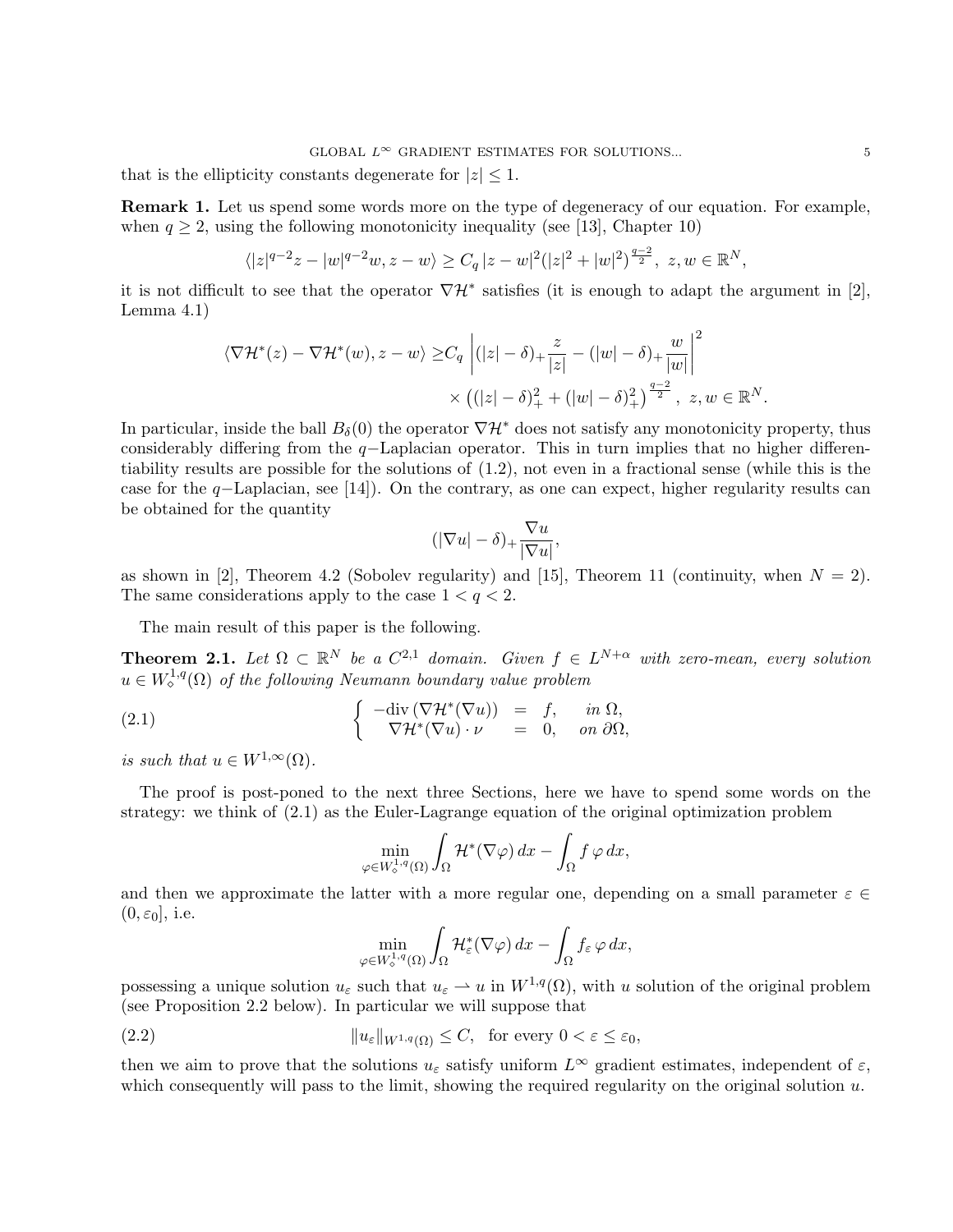that is the ellipticity constants degenerate for $|z| \leq 1$.

**Remark 1.** Let us spend some words more on the type of degeneracy of our equation. For example, when $q \geq 2$, using the following monotonicity inequality (see [13], Chapter 10)

$$\langle |z|^{q-2}z - |w|^{q-2}w, z - w\rangle \geq C_q\, |z-w|^2(|z|^2 + |w|^2)^{\frac{q-2}{2}},\ z, w \in \mathbb{R}^N,$$

it is not difficult to see that the operator $\nabla\mathcal{H}^*$ satisfies (it is enough to adapt the argument in [2], Lemma 4.1)

$$\begin{aligned}\langle \nabla\mathcal{H}^*(z) - \nabla\mathcal{H}^*(w), z - w\rangle \geq & C_q \left| (|z|-\delta)_+ \frac{z}{|z|} - (|w|-\delta)_+ \frac{w}{|w|}\right|^2 \\ & \times \left((|z|-\delta)_+^2 + (|w|-\delta)_+^2\right)^{\frac{q-2}{2}},\ z, w \in \mathbb{R}^N.\end{aligned}$$

In particular, inside the ball $B_\delta(0)$ the operator $\nabla\mathcal{H}^*$ does not satisfy any monotonicity property, thus considerably differing from the $q-$Laplacian operator. This in turn implies that no higher differentiability results are possible for the solutions of (1.2), not even in a fractional sense (while this is the case for the $q-$Laplacian, see [14]). On the contrary, as one can expect, higher regularity results can be obtained for the quantity

$$(|\nabla u| - \delta)_+ \frac{\nabla u}{|\nabla u|},$$

as shown in [2], Theorem 4.2 (Sobolev regularity) and [15], Theorem 11 (continuity, when $N = 2$). The same considerations apply to the case $1 < q < 2$.

The main result of this paper is the following.

**Theorem 2.1.** *Let $\Omega \subset \mathbb{R}^N$ be a $C^{2,1}$ domain. Given $f \in L^{N+\alpha}$ with zero-mean, every solution $u \in W^{1,q}_\diamond(\Omega)$ of the following Neumann boundary value problem*

$$\left\{\begin{array}{rcll} -\mathrm{div}\,(\nabla\mathcal{H}^*(\nabla u)) & = & f, & \text{in } \Omega, \\ \nabla\mathcal{H}^*(\nabla u)\cdot\nu & = & 0, & \text{on } \partial\Omega, \end{array}\right. \tag{2.1}$$

*is such that $u \in W^{1,\infty}(\Omega)$.*

The proof is post-poned to the next three Sections, here we have to spend some words on the strategy: we think of (2.1) as the Euler-Lagrange equation of the original optimization problem

$$\min_{\varphi \in W^{1,q}_\diamond(\Omega)} \int_\Omega \mathcal{H}^*(\nabla\varphi)\,dx - \int_\Omega f\,\varphi\,dx,$$

and then we approximate the latter with a more regular one, depending on a small parameter $\varepsilon \in (0, \varepsilon_0]$, i.e.

$$\min_{\varphi \in W^{1,q}_\diamond(\Omega)} \int_\Omega \mathcal{H}^*_\varepsilon(\nabla\varphi)\,dx - \int_\Omega f_\varepsilon\,\varphi\,dx,$$

possessing a unique solution $u_\varepsilon$ such that $u_\varepsilon \rightharpoonup u$ in $W^{1,q}(\Omega)$, with $u$ solution of the original problem (see Proposition 2.2 below). In particular we will suppose that

$$\|u_\varepsilon\|_{W^{1,q}(\Omega)} \leq C, \quad \text{for every } 0 < \varepsilon \leq \varepsilon_0, \tag{2.2}$$

then we aim to prove that the solutions $u_\varepsilon$ satisfy uniform $L^\infty$ gradient estimates, independent of $\varepsilon$, which consequently will pass to the limit, showing the required regularity on the original solution $u$.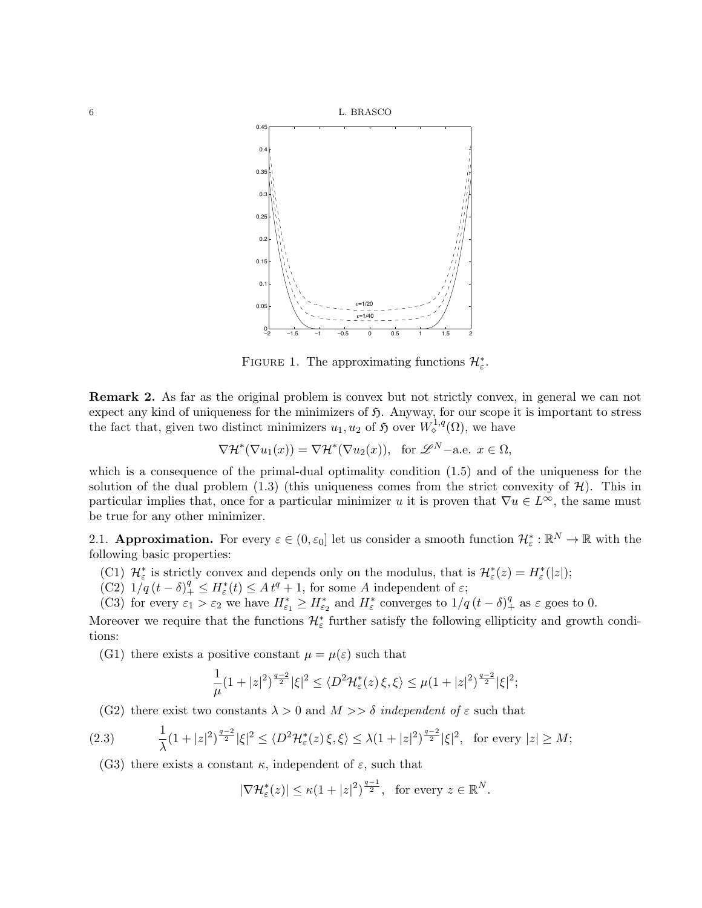FIGURE 1. The approximating functions $\mathcal{H}^*_\varepsilon$.

**Remark 2.** As far as the original problem is convex but not strictly convex, in general we can not expect any kind of uniqueness for the minimizers of $\mathfrak{H}$. Anyway, for our scope it is important to stress the fact that, given two distinct minimizers $u_1, u_2$ of $\mathfrak{H}$ over $W^{1,q}_\diamond(\Omega)$, we have

$$\nabla\mathcal{H}^*(\nabla u_1(x)) = \nabla\mathcal{H}^*(\nabla u_2(x)), \quad \text{for } \mathscr{L}^N\text{−a.e. } x \in \Omega,$$

which is a consequence of the primal-dual optimality condition (1.5) and of the uniqueness for the solution of the dual problem (1.3) (this uniqueness comes from the strict convexity of $\mathcal{H}$). This in particular implies that, once for a particular minimizer $u$ it is proven that $\nabla u \in L^\infty$, the same must be true for any other minimizer.

2.1. **Approximation.** For every $\varepsilon \in (0, \varepsilon_0]$ let us consider a smooth function $\mathcal{H}^*_\varepsilon : \mathbb{R}^N \to \mathbb{R}$ with the following basic properties:

- (C1) $\mathcal{H}^*_\varepsilon$ is strictly convex and depends only on the modulus, that is $\mathcal{H}^*_\varepsilon(z) = H^*_\varepsilon(|z|)$;
- (C2) $1/q\,(t - \delta)^q_+ \le H^*_\varepsilon(t) \le A\, t^q + 1$, for some $A$ independent of $\varepsilon$;
- (C3) for every $\varepsilon_1 > \varepsilon_2$ we have $H^*_{\varepsilon_1} \ge H^*_{\varepsilon_2}$ and $H^*_\varepsilon$ converges to $1/q\,(t-\delta)^q_+$ as $\varepsilon$ goes to 0.

Moreover we require that the functions $\mathcal{H}^*_\varepsilon$ further satisfy the following ellipticity and growth conditions:

- (G1) there exists a positive constant $\mu = \mu(\varepsilon)$ such that

$$\frac{1}{\mu}(1 + |z|^2)^{\frac{q-2}{2}}|\xi|^2 \le \langle D^2\mathcal{H}^*_\varepsilon(z)\,\xi, \xi\rangle \le \mu(1 + |z|^2)^{\frac{q-2}{2}}|\xi|^2;$$

- (G2) there exist two constants $\lambda > 0$ and $M >> \delta$ *independent of* $\varepsilon$ such that

$$\frac{1}{\lambda}(1 + |z|^2)^{\frac{q-2}{2}}|\xi|^2 \le \langle D^2\mathcal{H}^*_\varepsilon(z)\,\xi, \xi\rangle \le \lambda(1 + |z|^2)^{\frac{q-2}{2}}|\xi|^2, \quad \text{for every } |z| \ge M; \tag{2.3}$$

- (G3) there exists a constant $\kappa$, independent of $\varepsilon$, such that

$$|\nabla\mathcal{H}^*_\varepsilon(z)| \le \kappa(1 + |z|^2)^{\frac{q-1}{2}}, \quad \text{for every } z \in \mathbb{R}^N.$$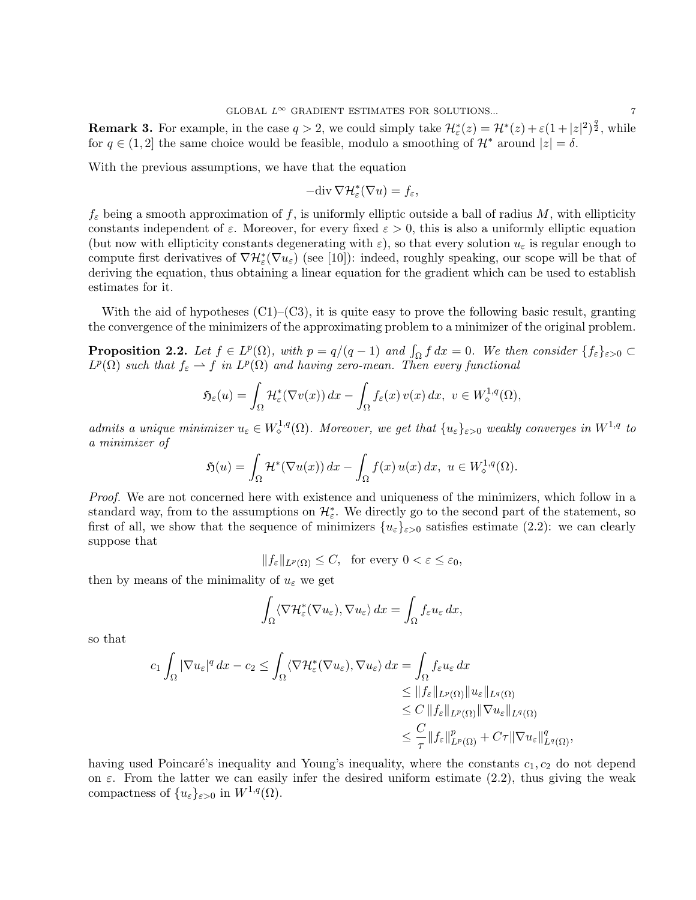**Remark 3.** For example, in the case $q > 2$, we could simply take $\mathcal{H}^*_\varepsilon(z) = \mathcal{H}^*(z) + \varepsilon(1+|z|^2)^{\frac{q}{2}}$, while for $q \in (1, 2]$ the same choice would be feasible, modulo a smoothing of $\mathcal{H}^*$ around $|z| = \delta$.

With the previous assumptions, we have that the equation

$$-\mathrm{div}\, \nabla \mathcal{H}^*_\varepsilon(\nabla u) = f_\varepsilon,$$

$f_\varepsilon$ being a smooth approximation of $f$, is uniformly elliptic outside a ball of radius $M$, with ellipticity constants independent of $\varepsilon$. Moreover, for every fixed $\varepsilon > 0$, this is also a uniformly elliptic equation (but now with ellipticity constants degenerating with $\varepsilon$), so that every solution $u_\varepsilon$ is regular enough to compute first derivatives of $\nabla \mathcal{H}^*_\varepsilon(\nabla u_\varepsilon)$ (see [10]): indeed, roughly speaking, our scope will be that of deriving the equation, thus obtaining a linear equation for the gradient which can be used to establish estimates for it.

With the aid of hypotheses (C1)–(C3), it is quite easy to prove the following basic result, granting the convergence of the minimizers of the approximating problem to a minimizer of the original problem.

**Proposition 2.2.** *Let $f \in L^p(\Omega)$, with $p = q/(q-1)$ and $\int_\Omega f\, dx = 0$. We then consider $\{f_\varepsilon\}_{\varepsilon>0} \subset L^p(\Omega)$ such that $f_\varepsilon \rightharpoonup f$ in $L^p(\Omega)$ and having zero-mean. Then every functional*

$$\mathfrak{H}_\varepsilon(u) = \int_\Omega \mathcal{H}^*_\varepsilon(\nabla v(x))\, dx - \int_\Omega f_\varepsilon(x)\, v(x)\, dx,\ \ v \in W^{1,q}_\diamond(\Omega),$$

*admits a unique minimizer $u_\varepsilon \in W^{1,q}_\diamond(\Omega)$. Moreover, we get that $\{u_\varepsilon\}_{\varepsilon>0}$ weakly converges in $W^{1,q}$ to a minimizer of*

$$\mathfrak{H}(u) = \int_\Omega \mathcal{H}^*(\nabla u(x))\, dx - \int_\Omega f(x)\, u(x)\, dx,\ \ u \in W^{1,q}_\diamond(\Omega).$$

*Proof.* We are not concerned here with existence and uniqueness of the minimizers, which follow in a standard way, from to the assumptions on $\mathcal{H}^*_\varepsilon$. We directly go to the second part of the statement, so first of all, we show that the sequence of minimizers $\{u_\varepsilon\}_{\varepsilon>0}$ satisfies estimate (2.2): we can clearly suppose that

$$\|f_\varepsilon\|_{L^p(\Omega)} \le C, \quad \text{for every } 0 < \varepsilon \le \varepsilon_0,$$

then by means of the minimality of $u_\varepsilon$ we get

$$\int_\Omega \langle \nabla \mathcal{H}^*_\varepsilon(\nabla u_\varepsilon), \nabla u_\varepsilon \rangle\, dx = \int_\Omega f_\varepsilon u_\varepsilon\, dx,$$

so that

$$\begin{aligned} c_1 \int_\Omega |\nabla u_\varepsilon|^q\, dx - c_2 \le \int_\Omega \langle \nabla \mathcal{H}^*_\varepsilon(\nabla u_\varepsilon), \nabla u_\varepsilon \rangle\, dx &= \int_\Omega f_\varepsilon u_\varepsilon\, dx \\ &\le \|f_\varepsilon\|_{L^p(\Omega)} \|u_\varepsilon\|_{L^q(\Omega)} \\ &\le C\, \|f_\varepsilon\|_{L^p(\Omega)} \|\nabla u_\varepsilon\|_{L^q(\Omega)} \\ &\le \frac{C}{\tau} \|f_\varepsilon\|^p_{L^p(\Omega)} + C\tau \|\nabla u_\varepsilon\|^q_{L^q(\Omega)}, \end{aligned}$$

having used Poincaré's inequality and Young's inequality, where the constants $c_1, c_2$ do not depend on $\varepsilon$. From the latter we can easily infer the desired uniform estimate (2.2), thus giving the weak compactness of $\{u_\varepsilon\}_{\varepsilon>0}$ in $W^{1,q}(\Omega)$.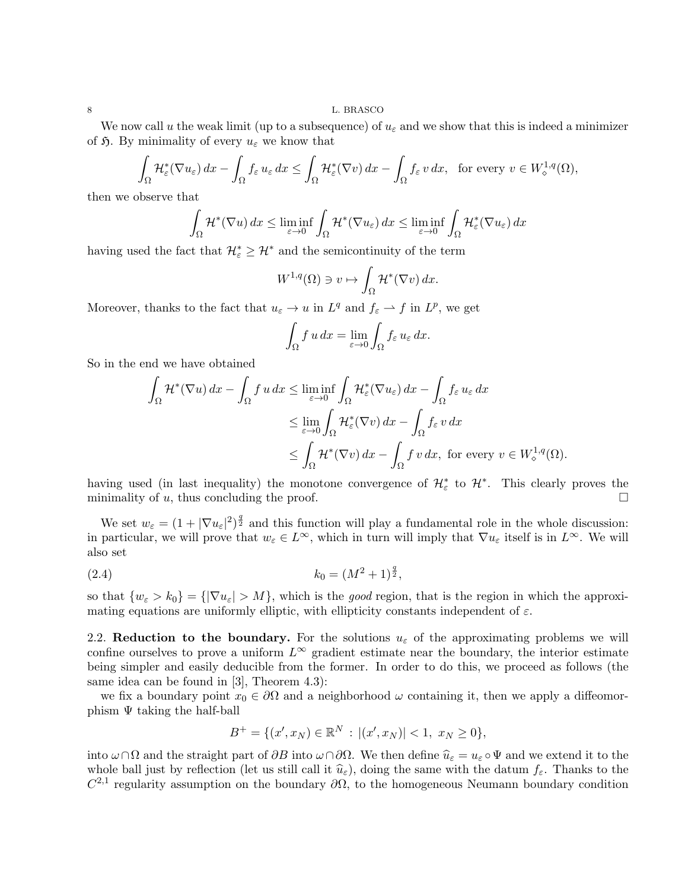We now call $u$ the weak limit (up to a subsequence) of $u_\varepsilon$ and we show that this is indeed a minimizer of $\mathfrak{H}$. By minimality of every $u_\varepsilon$ we know that

$$\int_\Omega \mathcal{H}^*_\varepsilon(\nabla u_\varepsilon)\,dx - \int_\Omega f_\varepsilon\, u_\varepsilon\,dx \le \int_\Omega \mathcal{H}^*_\varepsilon(\nabla v)\,dx - \int_\Omega f_\varepsilon\, v\,dx, \quad \text{for every } v \in W^{1,q}_\diamond(\Omega),$$

then we observe that

$$\int_\Omega \mathcal{H}^*(\nabla u)\,dx \le \liminf_{\varepsilon\to 0} \int_\Omega \mathcal{H}^*(\nabla u_\varepsilon)\,dx \le \liminf_{\varepsilon\to 0} \int_\Omega \mathcal{H}^*_\varepsilon(\nabla u_\varepsilon)\,dx$$

having used the fact that $\mathcal{H}^*_\varepsilon \ge \mathcal{H}^*$ and the semicontinuity of the term

$$W^{1,q}(\Omega) \ni v \mapsto \int_\Omega \mathcal{H}^*(\nabla v)\,dx.$$

Moreover, thanks to the fact that $u_\varepsilon \to u$ in $L^q$ and $f_\varepsilon \rightharpoonup f$ in $L^p$, we get

$$\int_\Omega f\,u\,dx = \lim_{\varepsilon\to 0} \int_\Omega f_\varepsilon\, u_\varepsilon\,dx.$$

So in the end we have obtained

$$\begin{aligned}
\int_\Omega \mathcal{H}^*(\nabla u)\,dx - \int_\Omega f\,u\,dx &\le \liminf_{\varepsilon\to 0} \int_\Omega \mathcal{H}^*_\varepsilon(\nabla u_\varepsilon)\,dx - \int_\Omega f_\varepsilon\, u_\varepsilon\,dx \\
&\le \lim_{\varepsilon\to 0} \int_\Omega \mathcal{H}^*_\varepsilon(\nabla v)\,dx - \int_\Omega f_\varepsilon\, v\,dx \\
&\le \int_\Omega \mathcal{H}^*(\nabla v)\,dx - \int_\Omega f\,v\,dx, \ \text{for every } v \in W^{1,q}_\diamond(\Omega).
\end{aligned}$$

having used (in last inequality) the monotone convergence of $\mathcal{H}^*_\varepsilon$ to $\mathcal{H}^*$. This clearly proves the minimality of $u$, thus concluding the proof. □

We set $w_\varepsilon = (1 + |\nabla u_\varepsilon|^2)^{\frac{q}{2}}$ and this function will play a fundamental role in the whole discussion: in particular, we will prove that $w_\varepsilon \in L^\infty$, which in turn will imply that $\nabla u_\varepsilon$ itself is in $L^\infty$. We will also set

$$k_0 = (M^2 + 1)^{\frac{q}{2}}, \tag{2.4}$$

so that $\{w_\varepsilon > k_0\} = \{|\nabla u_\varepsilon| > M\}$, which is the *good* region, that is the region in which the approximating equations are uniformly elliptic, with ellipticity constants independent of $\varepsilon$.

## 2.2. Reduction to the boundary.

For the solutions $u_\varepsilon$ of the approximating problems we will confine ourselves to prove a uniform $L^\infty$ gradient estimate near the boundary, the interior estimate being simpler and easily deducible from the former. In order to do this, we proceed as follows (the same idea can be found in [3], Theorem 4.3):

we fix a boundary point $x_0 \in \partial\Omega$ and a neighborhood $\omega$ containing it, then we apply a diffeomorphism $\Psi$ taking the half-ball

$$B^+ = \{(x', x_N) \in \mathbb{R}^N \,:\, |(x', x_N)| < 1,\ x_N \ge 0\},$$

into $\omega \cap \Omega$ and the straight part of $\partial B$ into $\omega \cap \partial\Omega$. We then define $\widehat{u}_\varepsilon = u_\varepsilon \circ \Psi$ and we extend it to the whole ball just by reflection (let us still call it $\widehat{u}_\varepsilon$), doing the same with the datum $f_\varepsilon$. Thanks to the $C^{2,1}$ regularity assumption on the boundary $\partial\Omega$, to the homogeneous Neumann boundary condition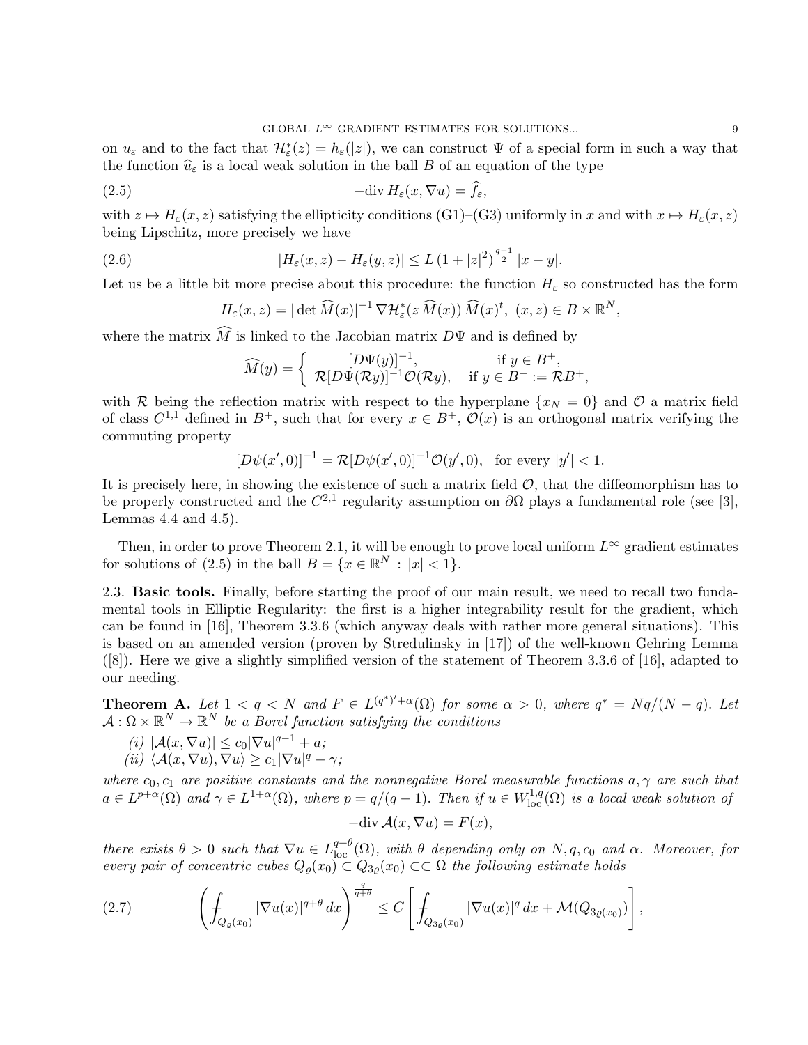on $u_\varepsilon$ and to the fact that $\mathcal{H}_\varepsilon^*(z) = h_\varepsilon(|z|)$, we can construct $\Psi$ of a special form in such a way that the function $\widehat{u}_\varepsilon$ is a local weak solution in the ball $B$ of an equation of the type

$$
-\operatorname{div} H_\varepsilon(x, \nabla u) = \widehat{f}_\varepsilon, \tag{2.5}
$$

with $z \mapsto H_\varepsilon(x, z)$ satisfying the ellipticity conditions (G1)–(G3) uniformly in $x$ and with $x \mapsto H_\varepsilon(x, z)$ being Lipschitz, more precisely we have

$$
|H_\varepsilon(x, z) - H_\varepsilon(y, z)| \leq L\,(1 + |z|^2)^{\frac{q-1}{2}}\,|x - y|. \tag{2.6}
$$

Let us be a little bit more precise about this procedure: the function $H_\varepsilon$ so constructed has the form

$$
H_\varepsilon(x, z) = |\det \widehat{M}(x)|^{-1}\,\nabla \mathcal{H}_\varepsilon^*(z\,\widehat{M}(x))\,\widehat{M}(x)^t,\ (x, z) \in B \times \mathbb{R}^N,
$$

where the matrix $\widehat{M}$ is linked to the Jacobian matrix $D\Psi$ and is defined by

$$
\widehat{M}(y) = \begin{cases} [D\Psi(y)]^{-1}, & \text{if } y \in B^+, \\ \mathcal{R}[D\Psi(\mathcal{R}y)]^{-1}\mathcal{O}(\mathcal{R}y), & \text{if } y \in B^- := \mathcal{R}B^+, \end{cases}
$$

with $\mathcal{R}$ being the reflection matrix with respect to the hyperplane $\{x_N = 0\}$ and $\mathcal{O}$ a matrix field of class $C^{1,1}$ defined in $B^+$, such that for every $x \in B^+$, $\mathcal{O}(x)$ is an orthogonal matrix verifying the commuting property

$$
[D\psi(x', 0)]^{-1} = \mathcal{R}[D\psi(x', 0)]^{-1}\mathcal{O}(y', 0), \quad \text{for every } |y'| < 1.
$$

It is precisely here, in showing the existence of such a matrix field $\mathcal{O}$, that the diffeomorphism has to be properly constructed and the $C^{2,1}$ regularity assumption on $\partial\Omega$ plays a fundamental role (see [3], Lemmas 4.4 and 4.5).

Then, in order to prove Theorem 2.1, it will be enough to prove local uniform $L^\infty$ gradient estimates for solutions of (2.5) in the ball $B = \{x \in \mathbb{R}^N : |x| < 1\}$.

2.3. **Basic tools.** Finally, before starting the proof of our main result, we need to recall two fundamental tools in Elliptic Regularity: the first is a higher integrability result for the gradient, which can be found in [16], Theorem 3.3.6 (which anyway deals with rather more general situations). This is based on an amended version (proven by Stredulinsky in [17]) of the well-known Gehring Lemma ([8]). Here we give a slightly simplified version of the statement of Theorem 3.3.6 of [16], adapted to our needing.

**Theorem A.** *Let $1 < q < N$ and $F \in L^{(q^*)'+\alpha}(\Omega)$ for some $\alpha > 0$, where $q^* = Nq/(N - q)$. Let $\mathcal{A} : \Omega \times \mathbb{R}^N \to \mathbb{R}^N$ be a Borel function satisfying the conditions*

*(i) $|\mathcal{A}(x, \nabla u)| \leq c_0 |\nabla u|^{q-1} + a$;*
*(ii) $\langle \mathcal{A}(x, \nabla u), \nabla u\rangle \geq c_1 |\nabla u|^q - \gamma$;*

*where $c_0, c_1$ are positive constants and the nonnegative Borel measurable functions $a, \gamma$ are such that $a \in L^{p+\alpha}(\Omega)$ and $\gamma \in L^{1+\alpha}(\Omega)$, where $p = q/(q-1)$. Then if $u \in W^{1,q}_{\mathrm{loc}}(\Omega)$ is a local weak solution of*

$$
-\operatorname{div} \mathcal{A}(x, \nabla u) = F(x),
$$

*there exists $\theta > 0$ such that $\nabla u \in L^{q+\theta}_{\mathrm{loc}}(\Omega)$, with $\theta$ depending only on $N, q, c_0$ and $\alpha$. Moreover, for every pair of concentric cubes $Q_\varrho(x_0) \subset Q_{3\varrho}(x_0) \subset\subset \Omega$ the following estimate holds*

$$
\left( \fint_{Q_\varrho(x_0)} |\nabla u(x)|^{q+\theta}\,dx \right)^{\frac{q}{q+\theta}} \leq C \left[ \fint_{Q_{3\varrho}(x_0)} |\nabla u(x)|^q\,dx + \mathcal{M}(Q_{3\varrho(x_0)}) \right], \tag{2.7}
$$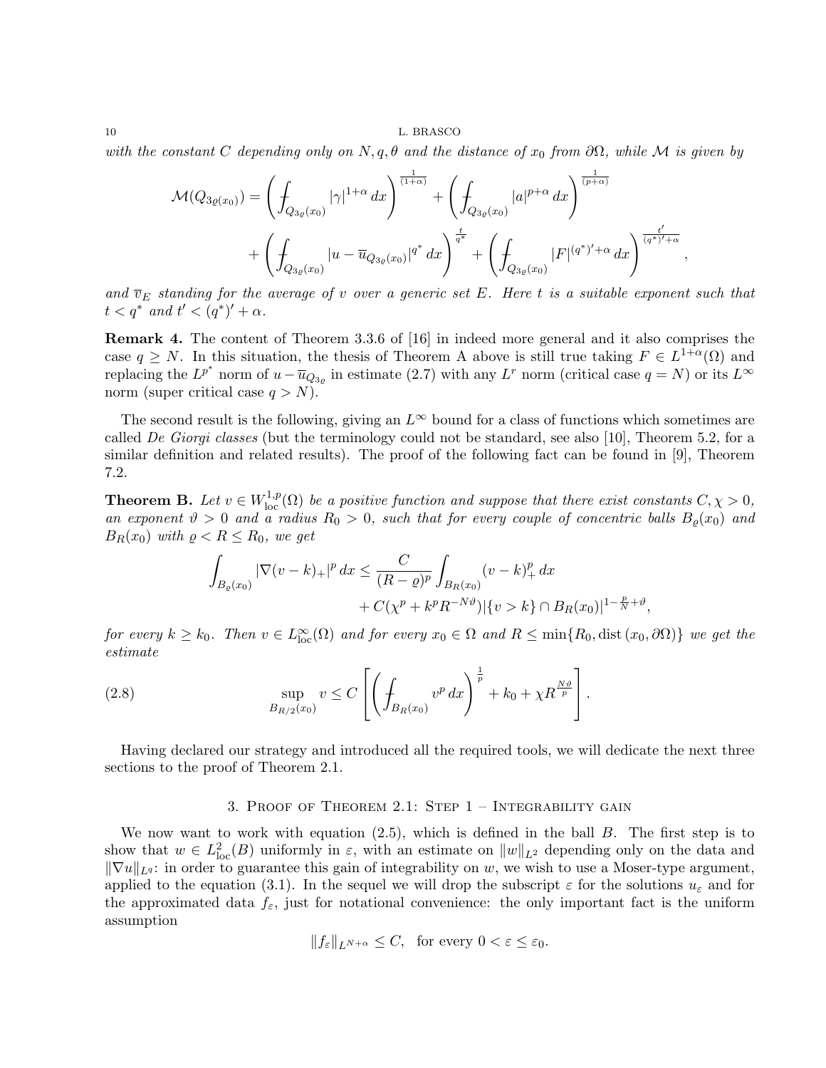*with the constant $C$ depending only on $N, q, \theta$ and the distance of $x_0$ from $\partial\Omega$, while $\mathcal{M}$ is given by*

$$\mathcal{M}(Q_{3\varrho(x_0)}) = \left( \fint_{Q_{3\varrho}(x_0)} |\gamma|^{1+\alpha}\, dx \right)^{\frac{1}{(1+\alpha)}} + \left( \fint_{Q_{3\varrho}(x_0)} |a|^{p+\alpha}\, dx \right)^{\frac{1}{(p+\alpha)}}$$
$$+ \left( \fint_{Q_{3\varrho}(x_0)} |u - \overline{u}_{Q_{3\varrho}(x_0)}|^{q^*}\, dx \right)^{\frac{t}{q^*}} + \left( \fint_{Q_{3\varrho}(x_0)} |F|^{(q^*)'+\alpha}\, dx \right)^{\frac{t'}{(q^*)'+\alpha}},$$

*and $\overline{v}_E$ standing for the average of $v$ over a generic set $E$. Here $t$ is a suitable exponent such that $t < q^*$ and $t' < (q^*)' + \alpha$.*

**Remark 4.** The content of Theorem 3.3.6 of [16] in indeed more general and it also comprises the case $q \geq N$. In this situation, the thesis of Theorem A above is still true taking $F \in L^{1+\alpha}(\Omega)$ and replacing the $L^{p^*}$ norm of $u - \overline{u}_{Q_{3\varrho}}$ in estimate (2.7) with any $L^r$ norm (critical case $q = N$) or its $L^\infty$ norm (super critical case $q > N$).

The second result is the following, giving an $L^\infty$ bound for a class of functions which sometimes are called *De Giorgi classes* (but the terminology could not be standard, see also [10], Theorem 5.2, for a similar definition and related results). The proof of the following fact can be found in [9], Theorem 7.2.

**Theorem B.** *Let $v \in W^{1,p}_{\mathrm{loc}}(\Omega)$ be a positive function and suppose that there exist constants $C, \chi > 0$, an exponent $\vartheta > 0$ and a radius $R_0 > 0$, such that for every couple of concentric balls $B_\varrho(x_0)$ and $B_R(x_0)$ with $\varrho < R \leq R_0$, we get*

$$\int_{B_\varrho(x_0)} |\nabla (v-k)_+|^p\, dx \leq \frac{C}{(R-\varrho)^p} \int_{B_R(x_0)} (v-k)_+^p\, dx$$
$$+ C(\chi^p + k^p R^{-N\vartheta}) |\{v > k\} \cap B_R(x_0)|^{1-\frac{p}{N}+\vartheta},$$

*for every $k \geq k_0$. Then $v \in L^\infty_{\mathrm{loc}}(\Omega)$ and for every $x_0 \in \Omega$ and $R \leq \min\{R_0, \mathrm{dist}\,(x_0, \partial\Omega)\}$ we get the estimate*

$$\sup_{B_{R/2}(x_0)} v \leq C \left[ \left( \fint_{B_R(x_0)} v^p\, dx \right)^{\frac{1}{p}} + k_0 + \chi R^{\frac{N\vartheta}{p}} \right]. \tag{2.8}$$

Having declared our strategy and introduced all the required tools, we will dedicate the next three sections to the proof of Theorem 2.1.

## 3. Proof of Theorem 2.1: Step 1 – Integrability gain

We now want to work with equation (2.5), which is defined in the ball $B$. The first step is to show that $w \in L^2_{\mathrm{loc}}(B)$ uniformly in $\varepsilon$, with an estimate on $\|w\|_{L^2}$ depending only on the data and $\|\nabla u\|_{L^q}$: in order to guarantee this gain of integrability on $w$, we wish to use a Moser-type argument, applied to the equation (3.1). In the sequel we will drop the subscript $\varepsilon$ for the solutions $u_\varepsilon$ and for the approximated data $f_\varepsilon$, just for notational convenience: the only important fact is the uniform assumption

$$\|f_\varepsilon\|_{L^{N+\alpha}} \leq C, \quad \text{for every } 0 < \varepsilon \leq \varepsilon_0.$$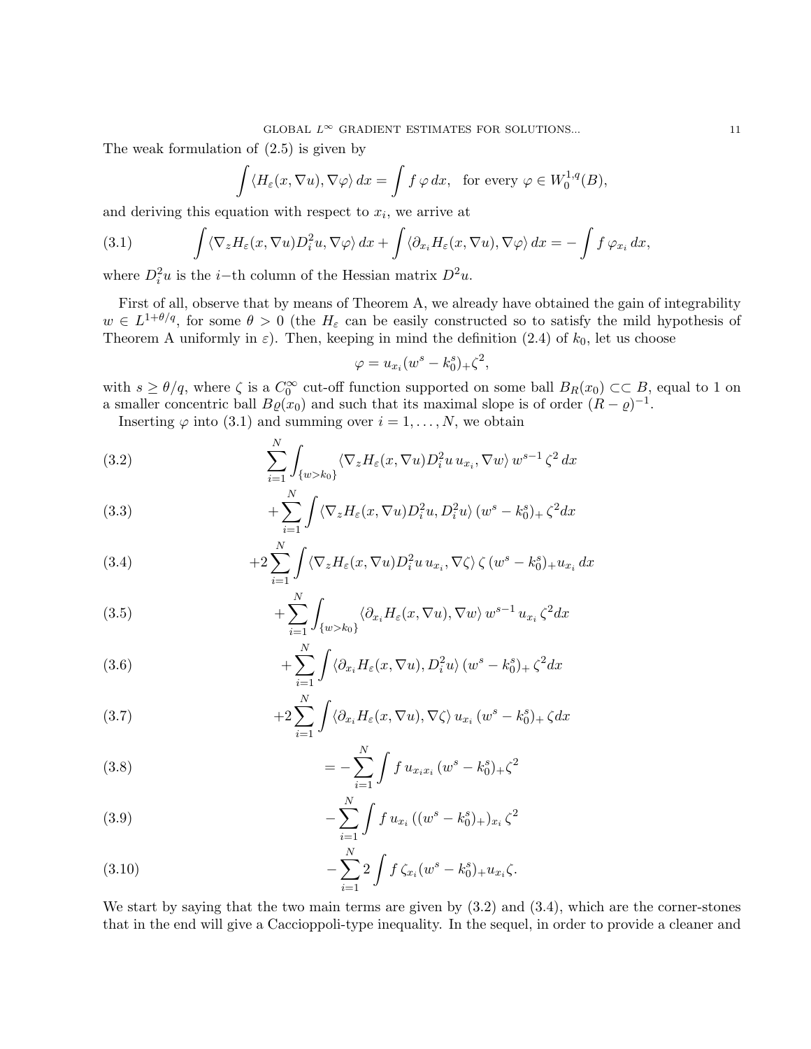The weak formulation of (2.5) is given by

$$\int \langle H_\varepsilon(x,\nabla u), \nabla\varphi\rangle\,dx = \int f\,\varphi\,dx, \quad \text{for every } \varphi\in W_0^{1,q}(B),$$

and deriving this equation with respect to $x_i$, we arrive at

$$\int \langle \nabla_z H_\varepsilon(x,\nabla u) D_i^2 u, \nabla\varphi\rangle\,dx + \int \langle \partial_{x_i} H_\varepsilon(x,\nabla u), \nabla\varphi\rangle\,dx = -\int f\,\varphi_{x_i}\,dx, \tag{3.1}$$

where $D_i^2 u$ is the $i-$th column of the Hessian matrix $D^2 u$.

First of all, observe that by means of Theorem A, we already have obtained the gain of integrability $w\in L^{1+\theta/q}$, for some $\theta>0$ (the $H_\varepsilon$ can be easily constructed so to satisfy the mild hypothesis of Theorem A uniformly in $\varepsilon$). Then, keeping in mind the definition (2.4) of $k_0$, let us choose

$$\varphi = u_{x_i}(w^s - k_0^s)_+\zeta^2,$$

with $s\geq \theta/q$, where $\zeta$ is a $C_0^\infty$ cut-off function supported on some ball $B_R(x_0)\subset\subset B$, equal to 1 on a smaller concentric ball $B\varrho(x_0)$ and such that its maximal slope is of order $(R-\varrho)^{-1}$.

Inserting $\varphi$ into (3.1) and summing over $i=1,\dots,N$, we obtain

$$\sum_{i=1}^N \int_{\{w>k_0\}} \langle \nabla_z H_\varepsilon(x,\nabla u) D_i^2 u\, u_{x_i}, \nabla w\rangle\, w^{s-1}\,\zeta^2\,dx \tag{3.2}$$

$$+\sum_{i=1}^N \int \langle \nabla_z H_\varepsilon(x,\nabla u) D_i^2 u, D_i^2 u\rangle\,(w^s-k_0^s)_+\,\zeta^2 dx \tag{3.3}$$

$$+2\sum_{i=1}^N \int \langle \nabla_z H_\varepsilon(x,\nabla u) D_i^2 u\, u_{x_i}, \nabla\zeta\rangle\,\zeta\,(w^s-k_0^s)_+ u_{x_i}\,dx \tag{3.4}$$

$$+\sum_{i=1}^N \int_{\{w>k_0\}} \langle \partial_{x_i} H_\varepsilon(x,\nabla u), \nabla w\rangle\, w^{s-1}\,u_{x_i}\,\zeta^2 dx \tag{3.5}$$

$$+\sum_{i=1}^N \int \langle \partial_{x_i} H_\varepsilon(x,\nabla u), D_i^2 u\rangle\,(w^s-k_0^s)_+\,\zeta^2 dx \tag{3.6}$$

$$+2\sum_{i=1}^N \int \langle \partial_{x_i} H_\varepsilon(x,\nabla u), \nabla\zeta\rangle\, u_{x_i}\,(w^s-k_0^s)_+\,\zeta dx \tag{3.7}$$

$$= -\sum_{i=1}^N \int f\, u_{x_i x_i}\,(w^s-k_0^s)_+\zeta^2 \tag{3.8}$$

$$-\sum_{i=1}^N \int f\, u_{x_i}\,((w^s-k_0^s)_+)_{x_i}\,\zeta^2 \tag{3.9}$$

$$-\sum_{i=1}^N 2\int f\,\zeta_{x_i}(w^s-k_0^s)_+ u_{x_i}\zeta. \tag{3.10}$$

We start by saying that the two main terms are given by (3.2) and (3.4), which are the corner-stones that in the end will give a Caccioppoli-type inequality. In the sequel, in order to provide a cleaner and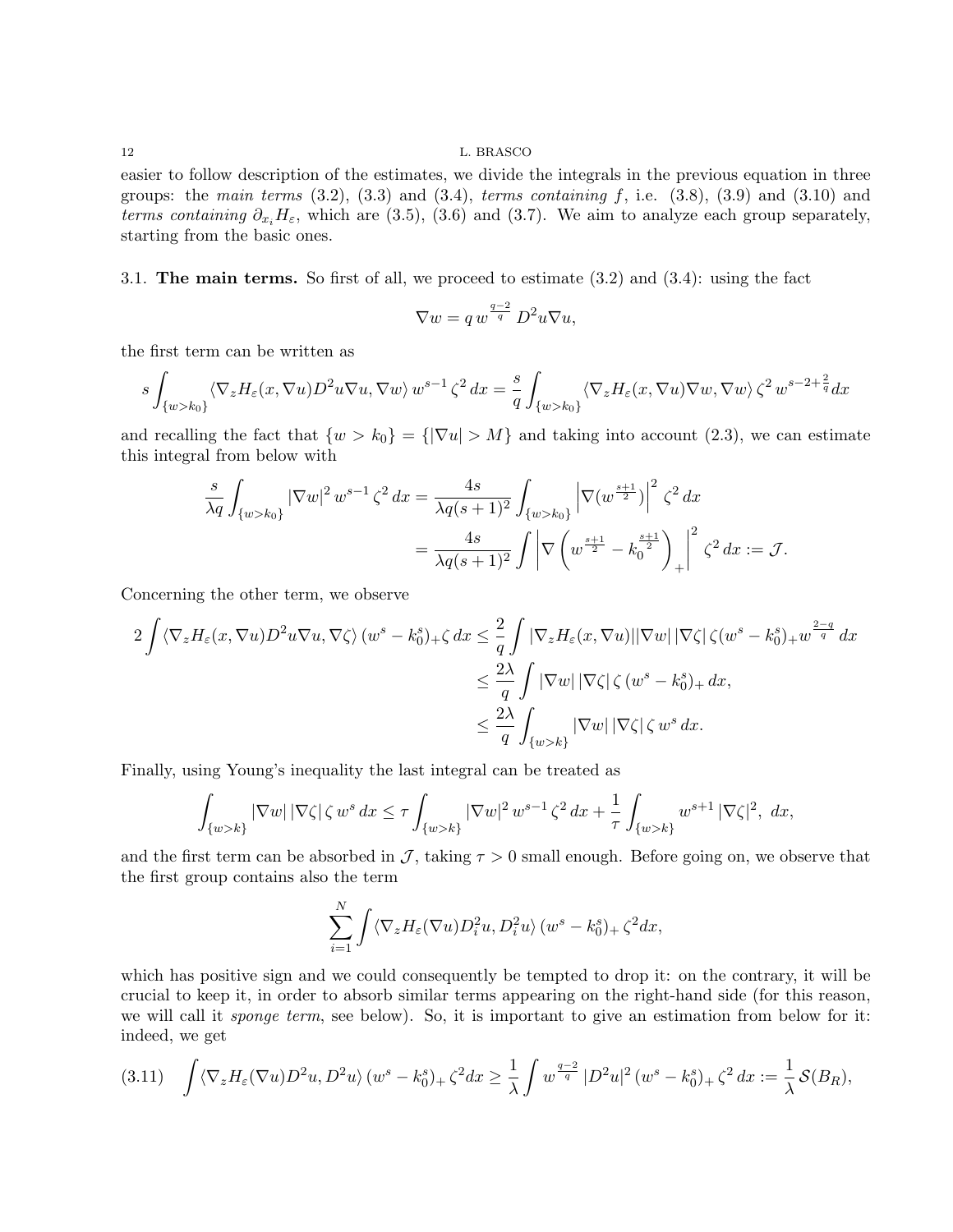easier to follow description of the estimates, we divide the integrals in the previous equation in three groups: the *main terms* (3.2), (3.3) and (3.4), *terms containing* $f$, i.e. (3.8), (3.9) and (3.10) and *terms containing* $\partial_{x_i} H_\varepsilon$, which are (3.5), (3.6) and (3.7). We aim to analyze each group separately, starting from the basic ones.

## 3.1. **The main terms.**

So first of all, we proceed to estimate (3.2) and (3.4): using the fact

$$\nabla w = q\, w^{\frac{q-2}{q}}\, D^2 u \nabla u,$$

the first term can be written as

$$s \int_{\{w>k_0\}} \langle \nabla_z H_\varepsilon(x, \nabla u) D^2 u \nabla u, \nabla w\rangle\, w^{s-1}\, \zeta^2\, dx = \frac{s}{q} \int_{\{w>k_0\}} \langle \nabla_z H_\varepsilon(x, \nabla u) \nabla w, \nabla w\rangle\, \zeta^2\, w^{s-2+\frac{2}{q}} dx$$

and recalling the fact that $\{w > k_0\} = \{|\nabla u| > M\}$ and taking into account (2.3), we can estimate this integral from below with

$$\begin{aligned}
\frac{s}{\lambda q} \int_{\{w>k_0\}} |\nabla w|^2\, w^{s-1}\, \zeta^2\, dx &= \frac{4s}{\lambda q (s+1)^2} \int_{\{w>k_0\}} \left|\nabla (w^{\frac{s+1}{2}})\right|^2 \zeta^2\, dx \\
&= \frac{4s}{\lambda q (s+1)^2} \int \left|\nabla \left(w^{\frac{s+1}{2}} - k_0^{\frac{s+1}{2}}\right)_+\right|^2 \zeta^2\, dx := \mathcal{J}.
\end{aligned}$$

Concerning the other term, we observe

$$\begin{aligned}
2\int \langle \nabla_z H_\varepsilon(x, \nabla u) D^2 u \nabla u, \nabla \zeta\rangle\, (w^s - k_0^s)_+ \zeta\, dx &\le \frac{2}{q} \int |\nabla_z H_\varepsilon(x, \nabla u)| |\nabla w|\, |\nabla \zeta|\, \zeta (w^s - k_0^s)_+ w^{\frac{2-q}{q}}\, dx \\
&\le \frac{2\lambda}{q} \int |\nabla w|\, |\nabla \zeta|\, \zeta\, (w^s - k_0^s)_+\, dx, \\
&\le \frac{2\lambda}{q} \int_{\{w>k\}} |\nabla w|\, |\nabla \zeta|\, \zeta\, w^s\, dx.
\end{aligned}$$

Finally, using Young's inequality the last integral can be treated as

$$\int_{\{w>k\}} |\nabla w|\, |\nabla \zeta|\, \zeta\, w^s\, dx \le \tau \int_{\{w>k\}} |\nabla w|^2\, w^{s-1}\, \zeta^2\, dx + \frac{1}{\tau} \int_{\{w>k\}} w^{s+1}\, |\nabla \zeta|^2,\ dx,$$

and the first term can be absorbed in $\mathcal{J}$, taking $\tau > 0$ small enough. Before going on, we observe that the first group contains also the term

$$\sum_{i=1}^N \int \langle \nabla_z H_\varepsilon(\nabla u) D^2_i u, D^2_i u\rangle\, (w^s - k_0^s)_+\, \zeta^2 dx,$$

which has positive sign and we could consequently be tempted to drop it: on the contrary, it will be crucial to keep it, in order to absorb similar terms appearing on the right-hand side (for this reason, we will call it *sponge term*, see below). So, it is important to give an estimation from below for it: indeed, we get

$$\int \langle \nabla_z H_\varepsilon(\nabla u) D^2 u, D^2 u\rangle\, (w^s - k_0^s)_+\, \zeta^2 dx \ge \frac{1}{\lambda} \int w^{\frac{q-2}{q}}\, |D^2 u|^2\, (w^s - k_0^s)_+\, \zeta^2\, dx := \frac{1}{\lambda}\, \mathcal{S}(B_R), \tag{3.11}$$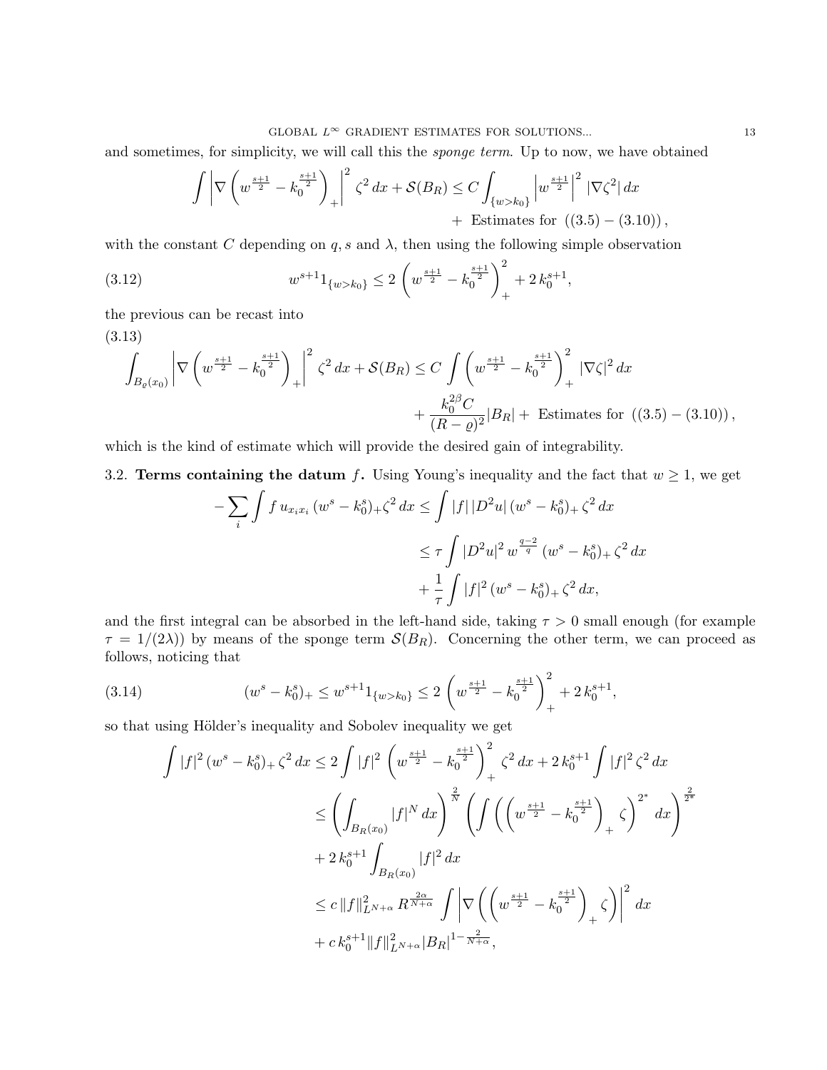and sometimes, for simplicity, we will call this the *sponge term*. Up to now, we have obtained

$$\int \left|\nabla \left(w^{\frac{s+1}{2}} - k_0^{\frac{s+1}{2}}\right)_+\right|^2 \zeta^2\,dx + \mathcal{S}(B_R) \le C \int_{\{w>k_0\}} \left|w^{\frac{s+1}{2}}\right|^2 |\nabla \zeta^2|\,dx + \text{ Estimates for } \left((3.5)-(3.10)\right),$$

with the constant $C$ depending on $q, s$ and $\lambda$, then using the following simple observation

$$w^{s+1} 1_{\{w>k_0\}} \le 2\left(w^{\frac{s+1}{2}} - k_0^{\frac{s+1}{2}}\right)_+^2 + 2\,k_0^{s+1}, \tag{3.12}$$

the previous can be recast into

$$\int_{B_\varrho(x_0)} \left|\nabla \left(w^{\frac{s+1}{2}} - k_0^{\frac{s+1}{2}}\right)_+\right|^2 \zeta^2\,dx + \mathcal{S}(B_R) \le C \int \left(w^{\frac{s+1}{2}} - k_0^{\frac{s+1}{2}}\right)_+^2 |\nabla\zeta|^2\,dx + \frac{k_0^{2\beta} C}{(R-\varrho)^2}|B_R| + \text{ Estimates for } \left((3.5)-(3.10)\right), \tag{3.13}$$

which is the kind of estimate which will provide the desired gain of integrability.

### 3.2. Terms containing the datum $f$.

Using Young's inequality and the fact that $w \ge 1$, we get

$$\begin{aligned}
-\sum_i \int f\,u_{x_i x_i}\,(w^s - k_0^s)_+ \zeta^2\,dx &\le \int |f|\,|D^2 u|\,(w^s - k_0^s)_+\,\zeta^2\,dx \\
&\le \tau \int |D^2 u|^2\,w^{\frac{q-2}{q}}\,(w^s - k_0^s)_+\,\zeta^2\,dx \\
&+ \frac{1}{\tau}\int |f|^2\,(w^s - k_0^s)_+\,\zeta^2\,dx,
\end{aligned}$$

and the first integral can be absorbed in the left-hand side, taking $\tau > 0$ small enough (for example $\tau = 1/(2\lambda)$) by means of the sponge term $\mathcal{S}(B_R)$. Concerning the other term, we can proceed as follows, noticing that

$$(w^s - k_0^s)_+ \le w^{s+1} 1_{\{w>k_0\}} \le 2\left(w^{\frac{s+1}{2}} - k_0^{\frac{s+1}{2}}\right)_+^2 + 2\,k_0^{s+1}, \tag{3.14}$$

so that using Hölder's inequality and Sobolev inequality we get

$$\begin{aligned}
\int |f|^2\,(w^s - k_0^s)_+\,\zeta^2\,dx &\le 2\int |f|^2 \left(w^{\frac{s+1}{2}} - k_0^{\frac{s+1}{2}}\right)_+^2 \zeta^2\,dx + 2\,k_0^{s+1}\int |f|^2\,\zeta^2\,dx \\
&\le \left(\int_{B_R(x_0)} |f|^N\,dx\right)^{\frac{2}{N}} \left(\int \left(\left(w^{\frac{s+1}{2}} - k_0^{\frac{s+1}{2}}\right)_+ \zeta\right)^{2^*} dx\right)^{\frac{2}{2^*}} \\
&+ 2\,k_0^{s+1}\int_{B_R(x_0)} |f|^2\,dx \\
&\le c\,\|f\|^2_{L^{N+\alpha}}\,R^{\frac{2\alpha}{N+\alpha}} \int \left|\nabla\left(\left(w^{\frac{s+1}{2}} - k_0^{\frac{s+1}{2}}\right)_+ \zeta\right)\right|^2 dx \\
&+ c\,k_0^{s+1}\|f\|^2_{L^{N+\alpha}}|B_R|^{1-\frac{2}{N+\alpha}},
\end{aligned}$$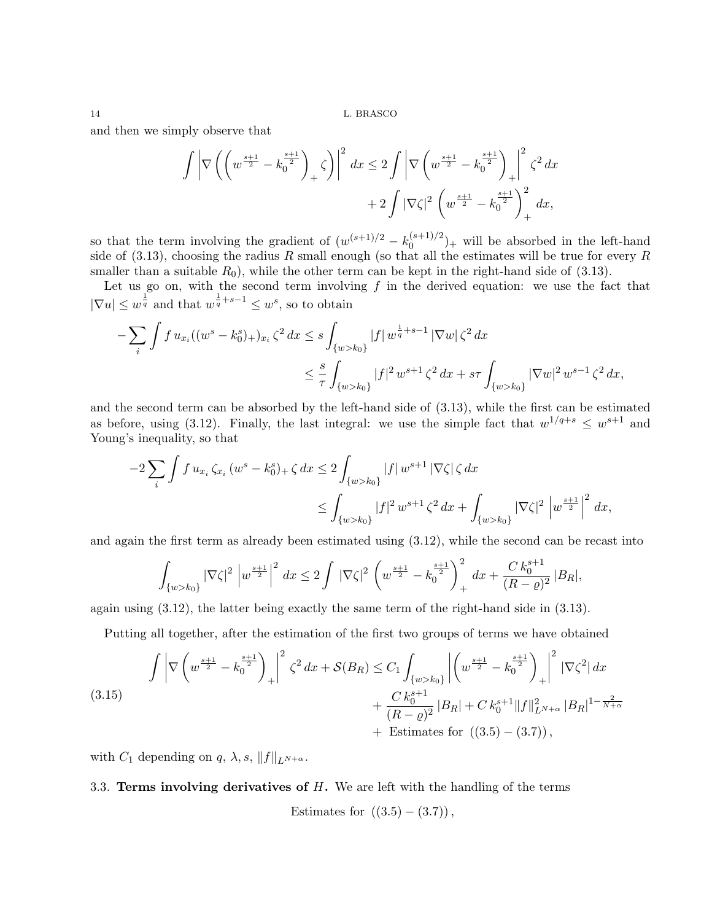and then we simply observe that

$$\int \left|\nabla\left(\left(w^{\frac{s+1}{2}}-k_0^{\frac{s+1}{2}}\right)_+\zeta\right)\right|^2 dx \le 2\int \left|\nabla\left(w^{\frac{s+1}{2}}-k_0^{\frac{s+1}{2}}\right)_+\right|^2 \zeta^2\,dx + 2\int |\nabla\zeta|^2 \left(w^{\frac{s+1}{2}}-k_0^{\frac{s+1}{2}}\right)_+^2 dx,$$

so that the term involving the gradient of $(w^{(s+1)/2}-k_0^{(s+1)/2})_+$ will be absorbed in the left-hand side of (3.13), choosing the radius $R$ small enough (so that all the estimates will be true for every $R$ smaller than a suitable $R_0$), while the other term can be kept in the right-hand side of (3.13).

Let us go on, with the second term involving $f$ in the derived equation: we use the fact that $|\nabla u|\le w^{\frac{1}{q}}$ and that $w^{\frac{1}{q}+s-1}\le w^s$, so to obtain

$$\begin{aligned}-\sum_i \int f\, u_{x_i}((w^s-k_0^s)_+)_{x_i}\,\zeta^2\,dx &\le s\int_{\{w>k_0\}} |f|\, w^{\frac{1}{q}+s-1}\,|\nabla w|\,\zeta^2\,dx\\ &\le \frac{s}{\tau}\int_{\{w>k_0\}} |f|^2\, w^{s+1}\,\zeta^2\,dx + s\tau\int_{\{w>k_0\}} |\nabla w|^2\, w^{s-1}\,\zeta^2\,dx,\end{aligned}$$

and the second term can be absorbed by the left-hand side of (3.13), while the first can be estimated as before, using (3.12). Finally, the last integral: we use the simple fact that $w^{1/q+s}\le w^{s+1}$ and Young's inequality, so that

$$\begin{aligned}-2\sum_i \int f\, u_{x_i}\,\zeta_{x_i}\,(w^s-k_0^s)_+\,\zeta\,dx &\le 2\int_{\{w>k_0\}} |f|\, w^{s+1}\,|\nabla\zeta|\,\zeta\,dx\\ &\le \int_{\{w>k_0\}} |f|^2\, w^{s+1}\,\zeta^2\,dx + \int_{\{w>k_0\}} |\nabla\zeta|^2 \left|w^{\frac{s+1}{2}}\right|^2 dx,\end{aligned}$$

and again the first term as already been estimated using (3.12), while the second can be recast into

$$\int_{\{w>k_0\}} |\nabla\zeta|^2 \left|w^{\frac{s+1}{2}}\right|^2 dx \le 2\int |\nabla\zeta|^2 \left(w^{\frac{s+1}{2}}-k_0^{\frac{s+1}{2}}\right)_+^2 dx + \frac{C\,k_0^{s+1}}{(R-\varrho)^2}\,|B_R|,$$

again using (3.12), the latter being exactly the same term of the right-hand side in (3.13).

Putting all together, after the estimation of the first two groups of terms we have obtained

$$\begin{aligned}\int \left|\nabla\left(w^{\frac{s+1}{2}}-k_0^{\frac{s+1}{2}}\right)_+\right|^2 \zeta^2\,dx + \mathcal{S}(B_R) &\le C_1\int_{\{w>k_0\}} \left|\left(w^{\frac{s+1}{2}}-k_0^{\frac{s+1}{2}}\right)_+\right|^2 |\nabla\zeta^2|\,dx\\ &\quad + \frac{C\,k_0^{s+1}}{(R-\varrho)^2}\,|B_R| + C\,k_0^{s+1}\|f\|^2_{L^{N+\alpha}}\,|B_R|^{1-\frac{2}{N+\alpha}}\\ &\quad + \text{ Estimates for } \left((3.5)-(3.7)\right),\end{aligned}\tag{3.15}$$

with $C_1$ depending on $q$, $\lambda$, $s$, $\|f\|_{L^{N+\alpha}}$.

### 3.3. Terms involving derivatives of $H$.

We are left with the handling of the terms

$$\text{Estimates for } \left((3.5)-(3.7)\right),$$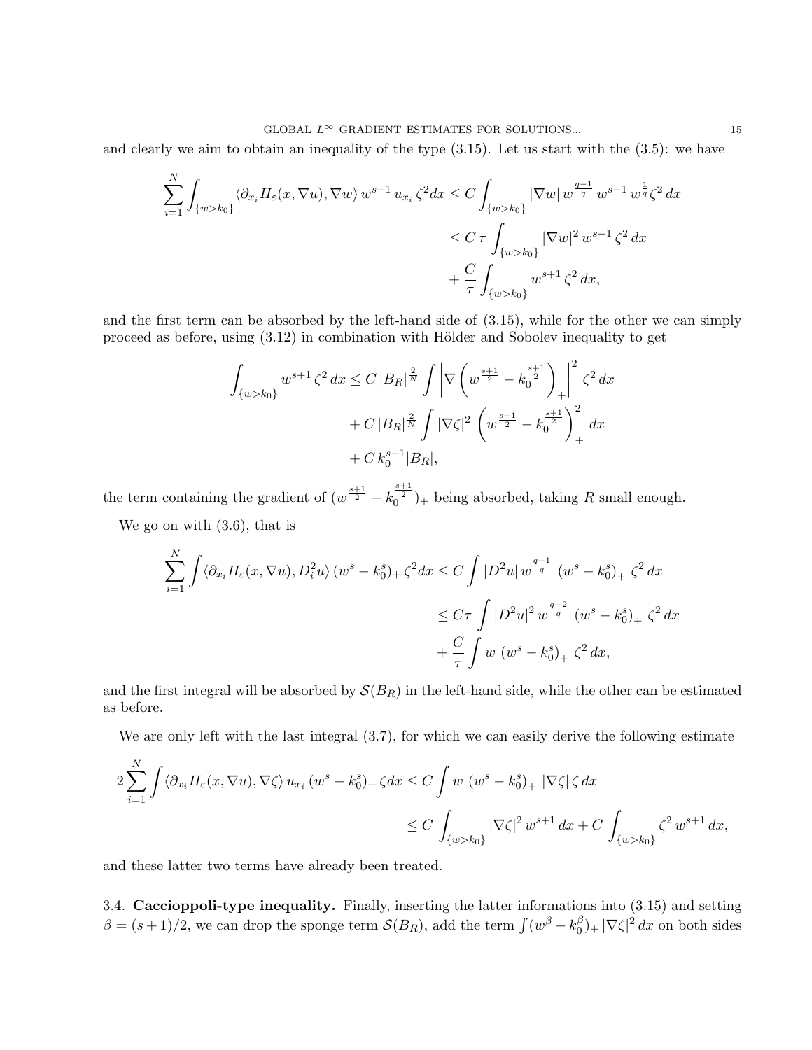and clearly we aim to obtain an inequality of the type (3.15). Let us start with the (3.5): we have

$$
\begin{aligned}
\sum_{i=1}^{N} \int_{\{w>k_0\}} \langle \partial_{x_i} H_\varepsilon(x, \nabla u), \nabla w\rangle \, w^{s-1}\, u_{x_i}\, \zeta^2 dx &\leq C \int_{\{w>k_0\}} |\nabla w| \, w^{\frac{q-1}{q}}\, w^{s-1}\, w^{\frac{1}{q}} \zeta^2\, dx \\
&\leq C\,\tau \int_{\{w>k_0\}} |\nabla w|^2\, w^{s-1}\, \zeta^2\, dx \\
&\quad + \frac{C}{\tau} \int_{\{w>k_0\}} w^{s+1}\, \zeta^2\, dx,
\end{aligned}
$$

and the first term can be absorbed by the left-hand side of (3.15), while for the other we can simply proceed as before, using (3.12) in combination with Hölder and Sobolev inequality to get

$$
\begin{aligned}
\int_{\{w>k_0\}} w^{s+1}\, \zeta^2\, dx &\leq C\, |B_R|^{\frac{2}{N}} \int \left| \nabla \left( w^{\frac{s+1}{2}} - k_0^{\frac{s+1}{2}} \right)_+ \right|^2 \zeta^2\, dx \\
&\quad + C\, |B_R|^{\frac{2}{N}} \int |\nabla \zeta|^2 \left( w^{\frac{s+1}{2}} - k_0^{\frac{s+1}{2}} \right)_+^2 dx \\
&\quad + C\, k_0^{s+1} |B_R|,
\end{aligned}
$$

the term containing the gradient of $(w^{\frac{s+1}{2}} - k_0^{\frac{s+1}{2}})_+$ being absorbed, taking $R$ small enough.

We go on with (3.6), that is

$$
\begin{aligned}
\sum_{i=1}^{N} \int \langle \partial_{x_i} H_\varepsilon(x, \nabla u), D_i^2 u\rangle \, (w^s - k_0^s)_+\, \zeta^2 dx &\leq C \int |D^2 u|\, w^{\frac{q-1}{q}}\, \left(w^s - k_0^s\right)_+\, \zeta^2\, dx \\
&\leq C\tau \int |D^2 u|^2\, w^{\frac{q-2}{q}}\, \left(w^s - k_0^s\right)_+\, \zeta^2\, dx \\
&\quad + \frac{C}{\tau} \int w\, \left(w^s - k_0^s\right)_+\, \zeta^2\, dx,
\end{aligned}
$$

and the first integral will be absorbed by $\mathcal{S}(B_R)$ in the left-hand side, while the other can be estimated as before.

We are only left with the last integral (3.7), for which we can easily derive the following estimate

$$
\begin{aligned}
2 \sum_{i=1}^{N} \int \langle \partial_{x_i} H_\varepsilon(x, \nabla u), \nabla \zeta\rangle \, u_{x_i}\, (w^s - k_0^s)_+\, \zeta dx &\leq C \int w\, \left(w^s - k_0^s\right)_+\, |\nabla \zeta|\, \zeta\, dx \\
&\leq C \int_{\{w>k_0\}} |\nabla \zeta|^2\, w^{s+1}\, dx + C \int_{\{w>k_0\}} \zeta^2\, w^{s+1}\, dx,
\end{aligned}
$$

and these latter two terms have already been treated.

3.4. **Caccioppoli-type inequality.** Finally, inserting the latter informations into (3.15) and setting $\beta = (s+1)/2$, we can drop the sponge term $\mathcal{S}(B_R)$, add the term $\int (w^\beta - k_0^\beta)_+ |\nabla \zeta|^2\, dx$ on both sides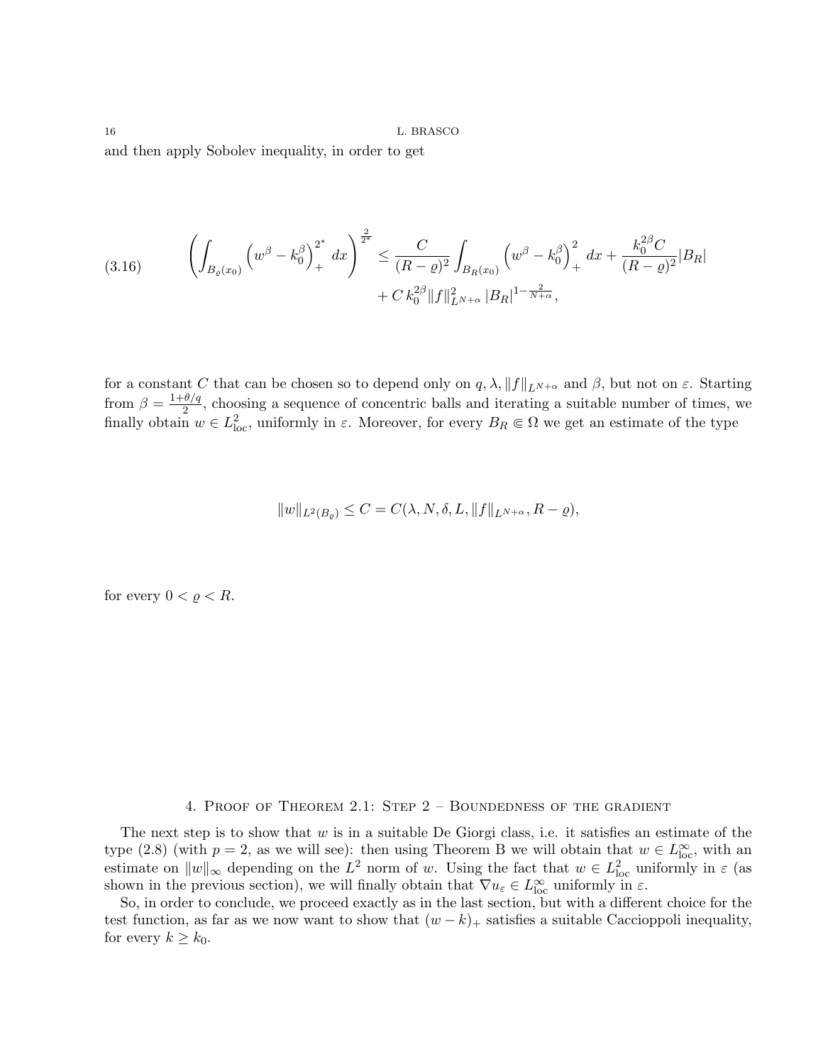and then apply Sobolev inequality, in order to get

$$
\left(\int_{B_\varrho(x_0)} \left(w^\beta - k_0^\beta\right)_+^{2^*} dx\right)^{\frac{2}{2^*}} \le \frac{C}{(R-\varrho)^2}\int_{B_R(x_0)} \left(w^\beta - k_0^\beta\right)_+^{2} dx + \frac{k_0^{2\beta} C}{(R-\varrho)^2}|B_R| + C\, k_0^{2\beta} \|f\|^2_{L^{N+\alpha}}\, |B_R|^{1-\frac{2}{N+\alpha}}, \tag{3.16}
$$

for a constant $C$ that can be chosen so to depend only on $q, \lambda, \|f\|_{L^{N+\alpha}}$ and $\beta$, but not on $\varepsilon$. Starting from $\beta = \frac{1+\theta/q}{2}$, choosing a sequence of concentric balls and iterating a suitable number of times, we finally obtain $w \in L^2_{\rm loc}$, uniformly in $\varepsilon$. Moreover, for every $B_R \Subset \Omega$ we get an estimate of the type

$$
\|w\|_{L^2(B_\varrho)} \le C = C(\lambda, N, \delta, L, \|f\|_{L^{N+\alpha}}, R-\varrho),
$$

for every $0 < \varrho < R$.

## 4. Proof of Theorem 2.1: Step 2 – Boundedness of the gradient

The next step is to show that $w$ is in a suitable De Giorgi class, i.e. it satisfies an estimate of the type (2.8) (with $p = 2$, as we will see): then using Theorem B we will obtain that $w \in L^\infty_{\rm loc}$, with an estimate on $\|w\|_\infty$ depending on the $L^2$ norm of $w$. Using the fact that $w \in L^2_{\rm loc}$ uniformly in $\varepsilon$ (as shown in the previous section), we will finally obtain that $\nabla u_\varepsilon \in L^\infty_{\rm loc}$ uniformly in $\varepsilon$.

So, in order to conclude, we proceed exactly as in the last section, but with a different choice for the test function, as far as we now want to show that $(w-k)_+$ satisfies a suitable Caccioppoli inequality, for every $k \ge k_0$.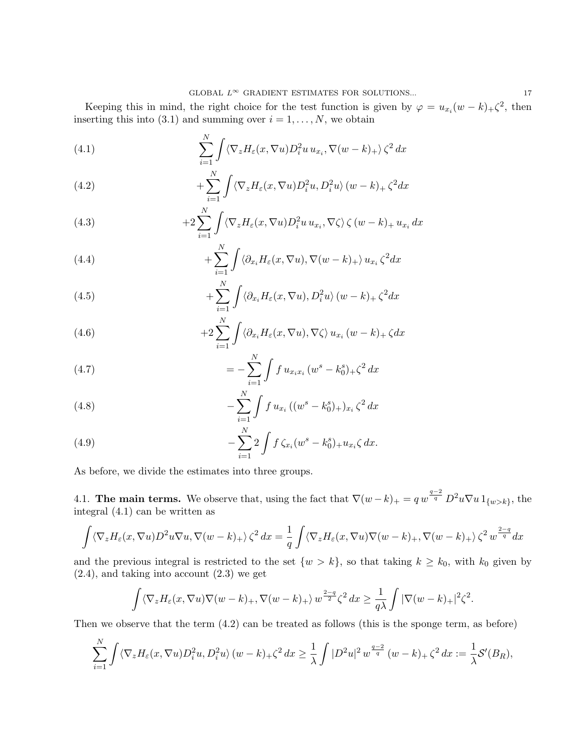Keeping this in mind, the right choice for the test function is given by $\varphi = u_{x_i}(w-k)_+\zeta^2$, then inserting this into (3.1) and summing over $i = 1, \dots, N$, we obtain

$$\sum_{i=1}^{N} \int \langle \nabla_z H_\varepsilon(x, \nabla u) D_i^2 u \, u_{x_i}, \nabla (w-k)_+ \rangle \, \zeta^2 \, dx \tag{4.1}$$

$$+ \sum_{i=1}^{N} \int \langle \nabla_z H_\varepsilon(x, \nabla u) D_i^2 u, D_i^2 u \rangle \, (w-k)_+ \, \zeta^2 dx \tag{4.2}$$

$$+ 2 \sum_{i=1}^{N} \int \langle \nabla_z H_\varepsilon(x, \nabla u) D_i^2 u \, u_{x_i}, \nabla \zeta \rangle \, \zeta \, (w-k)_+ \, u_{x_i} \, dx \tag{4.3}$$

$$+ \sum_{i=1}^{N} \int \langle \partial_{x_i} H_\varepsilon(x, \nabla u), \nabla (w-k)_+ \rangle \, u_{x_i} \, \zeta^2 dx \tag{4.4}$$

$$+ \sum_{i=1}^{N} \int \langle \partial_{x_i} H_\varepsilon(x, \nabla u), D_i^2 u \rangle \, (w-k)_+ \, \zeta^2 dx \tag{4.5}$$

$$+ 2 \sum_{i=1}^{N} \int \langle \partial_{x_i} H_\varepsilon(x, \nabla u), \nabla \zeta \rangle \, u_{x_i} \, (w-k)_+ \, \zeta dx \tag{4.6}$$

$$= - \sum_{i=1}^{N} \int f \, u_{x_i x_i} \, (w^s - k_0^s)_+ \zeta^2 \, dx \tag{4.7}$$

$$- \sum_{i=1}^{N} \int f \, u_{x_i} \, ((w^s - k_0^s)_+)_{x_i} \, \zeta^2 \, dx \tag{4.8}$$

$$- \sum_{i=1}^{N} 2 \int f \, \zeta_{x_i} (w^s - k_0^s)_+ u_{x_i} \zeta \, dx. \tag{4.9}$$

As before, we divide the estimates into three groups.

### 4.1. The main terms.

We observe that, using the fact that $\nabla (w-k)_+ = q \, w^{\frac{q-2}{q}} \, D^2 u \nabla u \, 1_{\{w>k\}}$, the integral (4.1) can be written as

$$\int \langle \nabla_z H_\varepsilon(x, \nabla u) D^2 u \nabla u, \nabla (w-k)_+ \rangle \, \zeta^2 \, dx = \frac{1}{q} \int \langle \nabla_z H_\varepsilon(x, \nabla u) \nabla (w-k)_+, \nabla (w-k)_+ \rangle \, \zeta^2 \, w^{\frac{2-q}{q}} dx$$

and the previous integral is restricted to the set $\{w > k\}$, so that taking $k \geq k_0$, with $k_0$ given by (2.4), and taking into account (2.3) we get

$$\int \langle \nabla_z H_\varepsilon(x, \nabla u) \nabla (w-k)_+, \nabla (w-k)_+ \rangle \, w^{\frac{2-q}{2}} \zeta^2 \, dx \geq \frac{1}{q\lambda} \int |\nabla (w-k)_+|^2 \zeta^2.$$

Then we observe that the term (4.2) can be treated as follows (this is the sponge term, as before)

$$\sum_{i=1}^{N} \int \langle \nabla_z H_\varepsilon(x, \nabla u) D_i^2 u, D_i^2 u \rangle \, (w-k)_+ \zeta^2 \, dx \geq \frac{1}{\lambda} \int |D^2 u|^2 \, w^{\frac{q-2}{q}} \, (w-k)_+ \, \zeta^2 \, dx := \frac{1}{\lambda} \mathcal{S}'(B_R),$$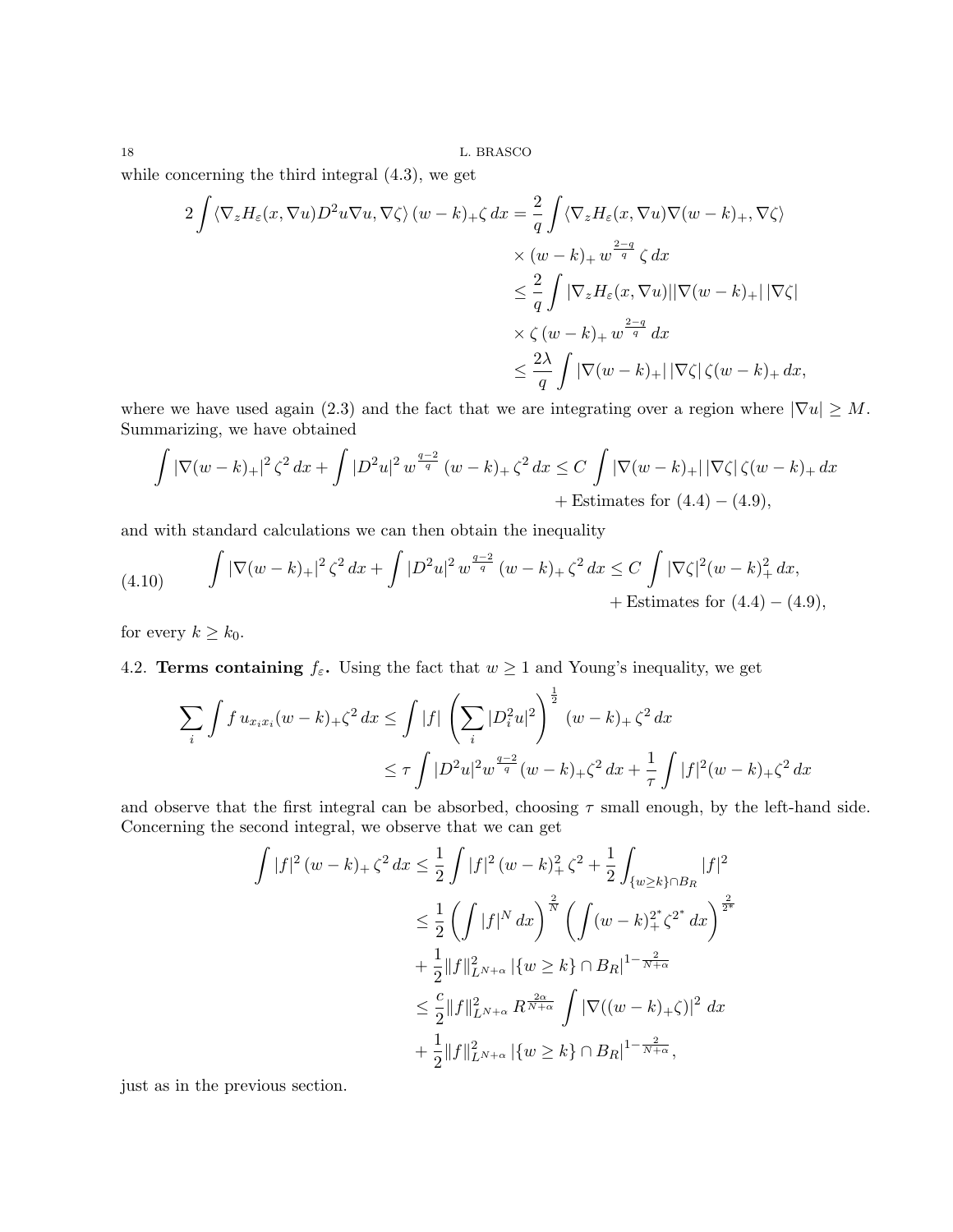while concerning the third integral (4.3), we get

$$
\begin{aligned}
2\int \langle \nabla_z H_\varepsilon(x,\nabla u) D^2 u \nabla u, \nabla\zeta\rangle\,(w-k)_+\zeta\,dx &= \frac{2}{q}\int \langle \nabla_z H_\varepsilon(x,\nabla u)\nabla(w-k)_+, \nabla\zeta\rangle \\
&\quad\times (w-k)_+\, w^{\frac{2-q}{q}}\,\zeta\,dx \\
&\le \frac{2}{q}\int |\nabla_z H_\varepsilon(x,\nabla u)||\nabla(w-k)_+|\,|\nabla\zeta| \\
&\quad\times \zeta\,(w-k)_+\, w^{\frac{2-q}{q}}\,dx \\
&\le \frac{2\lambda}{q}\int |\nabla(w-k)_+|\,|\nabla\zeta|\,\zeta(w-k)_+\,dx,
\end{aligned}
$$

where we have used again (2.3) and the fact that we are integrating over a region where $|\nabla u|\ge M$. Summarizing, we have obtained

$$
\begin{aligned}
\int |\nabla(w-k)_+|^2\,\zeta^2\,dx + \int |D^2 u|^2\, w^{\frac{q-2}{q}}\,(w-k)_+\,\zeta^2\,dx &\le C\int |\nabla(w-k)_+|\,|\nabla\zeta|\,\zeta(w-k)_+\,dx \\
&\quad + \text{Estimates for } (4.4)-(4.9),
\end{aligned}
$$

and with standard calculations we can then obtain the inequality

$$
\begin{aligned}
\int |\nabla(w-k)_+|^2\,\zeta^2\,dx + \int |D^2 u|^2\, w^{\frac{q-2}{q}}\,(w-k)_+\,\zeta^2\,dx &\le C\int |\nabla\zeta|^2 (w-k)_+^2\,dx, \\
&\quad + \text{Estimates for } (4.4)-(4.9),
\end{aligned}
\tag{4.10}
$$

for every $k\ge k_0$.

4.2. **Terms containing $f_\varepsilon$.** Using the fact that $w\ge 1$ and Young's inequality, we get

$$
\begin{aligned}
\sum_i \int f\,u_{x_ix_i}(w-k)_+\zeta^2\,dx &\le \int |f|\left(\sum_i |D^2_i u|^2\right)^{\frac12}(w-k)_+\,\zeta^2\,dx \\
&\le \tau\int |D^2 u|^2 w^{\frac{q-2}{q}}(w-k)_+\zeta^2\,dx + \frac{1}{\tau}\int |f|^2 (w-k)_+\zeta^2\,dx
\end{aligned}
$$

and observe that the first integral can be absorbed, choosing $\tau$ small enough, by the left-hand side. Concerning the second integral, we observe that we can get

$$
\begin{aligned}
\int |f|^2\,(w-k)_+\,\zeta^2\,dx &\le \frac12\int |f|^2\,(w-k)_+^2\,\zeta^2 + \frac12\int_{\{w\ge k\}\cap B_R} |f|^2 \\
&\le \frac12\left(\int |f|^N\,dx\right)^{\frac{2}{N}}\left(\int (w-k)_+^{2^*}\zeta^{2^*}\,dx\right)^{\frac{2}{2^*}} \\
&\quad + \frac12\|f\|^2_{L^{N+\alpha}}\,|\{w\ge k\}\cap B_R|^{1-\frac{2}{N+\alpha}} \\
&\le \frac{c}{2}\|f\|^2_{L^{N+\alpha}}\,R^{\frac{2\alpha}{N+\alpha}}\int |\nabla((w-k)_+\zeta)|^2\,dx \\
&\quad + \frac12\|f\|^2_{L^{N+\alpha}}\,|\{w\ge k\}\cap B_R|^{1-\frac{2}{N+\alpha}},
\end{aligned}
$$

just as in the previous section.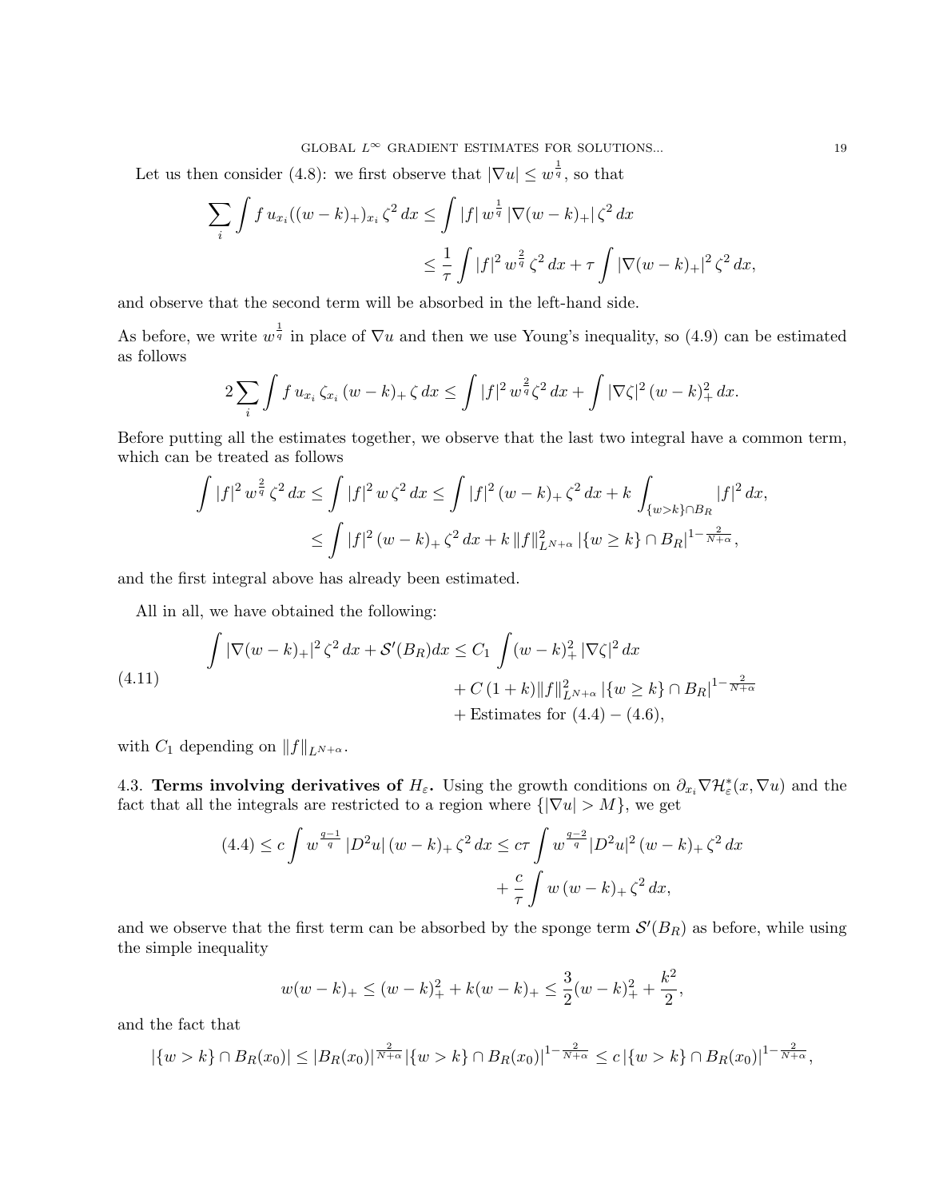Let us then consider (4.8): we first observe that $|\nabla u| \leq w^{\frac{1}{q}}$, so that

$$
\begin{aligned}
\sum_i \int f\, u_{x_i} ((w-k)_+)_{x_i}\, \zeta^2\, dx &\leq \int |f|\, w^{\frac{1}{q}}\, |\nabla (w-k)_+|\, \zeta^2\, dx \\
&\leq \frac{1}{\tau} \int |f|^2\, w^{\frac{2}{q}}\, \zeta^2\, dx + \tau \int |\nabla (w-k)_+|^2\, \zeta^2\, dx,
\end{aligned}
$$

and observe that the second term will be absorbed in the left-hand side.

As before, we write $w^{\frac{1}{q}}$ in place of $\nabla u$ and then we use Young's inequality, so (4.9) can be estimated as follows

$$
2 \sum_i \int f\, u_{x_i}\, \zeta_{x_i}\, (w-k)_+\, \zeta\, dx \leq \int |f|^2\, w^{\frac{2}{q}} \zeta^2\, dx + \int |\nabla \zeta|^2\, (w-k)_+^2\, dx.
$$

Before putting all the estimates together, we observe that the last two integral have a common term, which can be treated as follows

$$
\begin{aligned}
\int |f|^2\, w^{\frac{2}{q}}\, \zeta^2\, dx \leq \int |f|^2\, w\, \zeta^2\, dx &\leq \int |f|^2\, (w-k)_+\, \zeta^2\, dx + k \int_{\{w>k\}\cap B_R} |f|^2\, dx, \\
&\leq \int |f|^2\, (w-k)_+\, \zeta^2\, dx + k\, \|f\|^2_{L^{N+\alpha}}\, |\{w \geq k\} \cap B_R|^{1-\frac{2}{N+\alpha}},
\end{aligned}
$$

and the first integral above has already been estimated.

All in all, we have obtained the following:

$$
\begin{aligned}
\int |\nabla (w-k)_+|^2\, \zeta^2\, dx + \mathcal{S}'(B_R) dx \leq C_1 & \int (w-k)_+^2\, |\nabla \zeta|^2\, dx \\
& + C\,(1+k) \|f\|^2_{L^{N+\alpha}}\, |\{w \geq k\} \cap B_R|^{1-\frac{2}{N+\alpha}} \\
& + \text{Estimates for } (4.4) - (4.6),
\end{aligned}
\tag{4.11}
$$

with $C_1$ depending on $\|f\|_{L^{N+\alpha}}$.

4.3. **Terms involving derivatives of $H_\varepsilon$.** Using the growth conditions on $\partial_{x_i} \nabla \mathcal{H}^*_\varepsilon(x, \nabla u)$ and the fact that all the integrals are restricted to a region where $\{|\nabla u| > M\}$, we get

$$
\begin{aligned}
(4.4) \leq c \int w^{\frac{q-1}{q}}\, |D^2 u|\, (w-k)_+\, \zeta^2\, dx &\leq c\tau \int w^{\frac{q-2}{q}} |D^2 u|^2\, (w-k)_+\, \zeta^2\, dx \\
&\quad + \frac{c}{\tau} \int w\, (w-k)_+\, \zeta^2\, dx,
\end{aligned}
$$

and we observe that the first term can be absorbed by the sponge term $\mathcal{S}'(B_R)$ as before, while using the simple inequality

$$
w(w-k)_+ \leq (w-k)_+^2 + k(w-k)_+ \leq \frac{3}{2}(w-k)_+^2 + \frac{k^2}{2},
$$

and the fact that

$$
|\{w > k\} \cap B_R(x_0)| \leq |B_R(x_0)|^{\frac{2}{N+\alpha}} |\{w > k\} \cap B_R(x_0)|^{1-\frac{2}{N+\alpha}} \leq c\, |\{w > k\} \cap B_R(x_0)|^{1-\frac{2}{N+\alpha}},
$$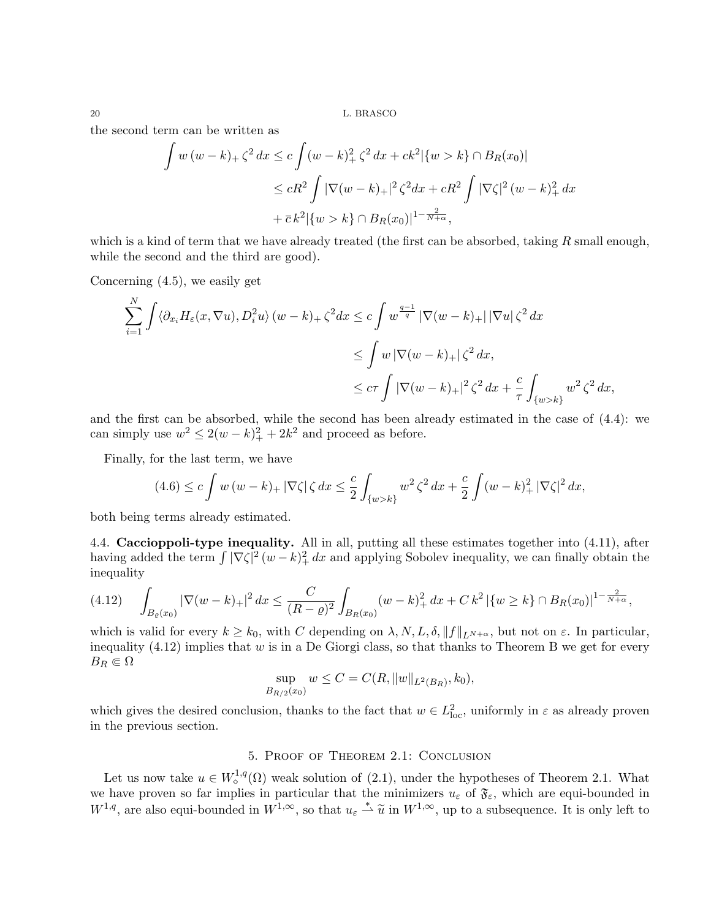the second term can be written as

$$
\begin{aligned}
\int w\,(w-k)_+\,\zeta^2\,dx &\le c\int (w-k)_+^2\,\zeta^2\,dx + ck^2|\{w>k\}\cap B_R(x_0)| \\
&\le cR^2\int |\nabla (w-k)_+|^2\,\zeta^2 dx + cR^2\int |\nabla\zeta|^2\,(w-k)_+^2\,dx \\
&\quad + \overline{c}\,k^2|\{w>k\}\cap B_R(x_0)|^{1-\frac{2}{N+\alpha}},
\end{aligned}
$$

which is a kind of term that we have already treated (the first can be absorbed, taking $R$ small enough, while the second and the third are good).

Concerning (4.5), we easily get

$$
\begin{aligned}
\sum_{i=1}^{N}\int \langle \partial_{x_i} H_\varepsilon(x,\nabla u), D_i^2 u\rangle\,(w-k)_+\,\zeta^2 dx &\le c\int w^{\frac{q-1}{q}}\,|\nabla (w-k)_+|\,|\nabla u|\,\zeta^2\,dx \\
&\le \int w\,|\nabla (w-k)_+|\,\zeta^2\,dx, \\
&\le c\tau\int |\nabla (w-k)_+|^2\,\zeta^2\,dx + \frac{c}{\tau}\int_{\{w>k\}} w^2\,\zeta^2\,dx,
\end{aligned}
$$

and the first can be absorbed, while the second has been already estimated in the case of (4.4): we can simply use $w^2\le 2(w-k)_+^2+2k^2$ and proceed as before.

Finally, for the last term, we have

$$
(4.6)\le c\int w\,(w-k)_+\,|\nabla\zeta|\,\zeta\,dx \le \frac{c}{2}\int_{\{w>k\}} w^2\,\zeta^2\,dx + \frac{c}{2}\int (w-k)_+^2\,|\nabla\zeta|^2\,dx,
$$

both being terms already estimated.

**4.4. Caccioppoli-type inequality.** All in all, putting all these estimates together into (4.11), after having added the term $\int|\nabla\zeta|^2\,(w-k)_+^2\,dx$ and applying Sobolev inequality, we can finally obtain the inequality

$$
(4.12)\qquad \int_{B_\varrho(x_0)} |\nabla (w-k)_+|^2\,dx \le \frac{C}{(R-\varrho)^2}\int_{B_R(x_0)} (w-k)_+^2\,dx + C\,k^2\,|\{w\ge k\}\cap B_R(x_0)|^{1-\frac{2}{N+\alpha}},
$$

which is valid for every $k\ge k_0$, with $C$ depending on $\lambda, N, L, \delta, \|f\|_{L^{N+\alpha}}$, but not on $\varepsilon$. In particular, inequality (4.12) implies that $w$ is in a De Giorgi class, so that thanks to Theorem B we get for every $B_R\Subset\Omega$

$$
\sup_{B_{R/2}(x_0)} w \le C = C(R,\|w\|_{L^2(B_R)},k_0),
$$

which gives the desired conclusion, thanks to the fact that $w\in L^2_{\rm loc}$, uniformly in $\varepsilon$ as already proven in the previous section.

## 5. Proof of Theorem 2.1: Conclusion

Let us now take $u\in W^{1,q}_\diamond(\Omega)$ weak solution of (2.1), under the hypotheses of Theorem 2.1. What we have proven so far implies in particular that the minimizers $u_\varepsilon$ of $\mathfrak{F}_\varepsilon$, which are equi-bounded in $W^{1,q}$, are also equi-bounded in $W^{1,\infty}$, so that $u_\varepsilon \overset{*}{\rightharpoonup} \widetilde{u}$ in $W^{1,\infty}$, up to a subsequence. It is only left to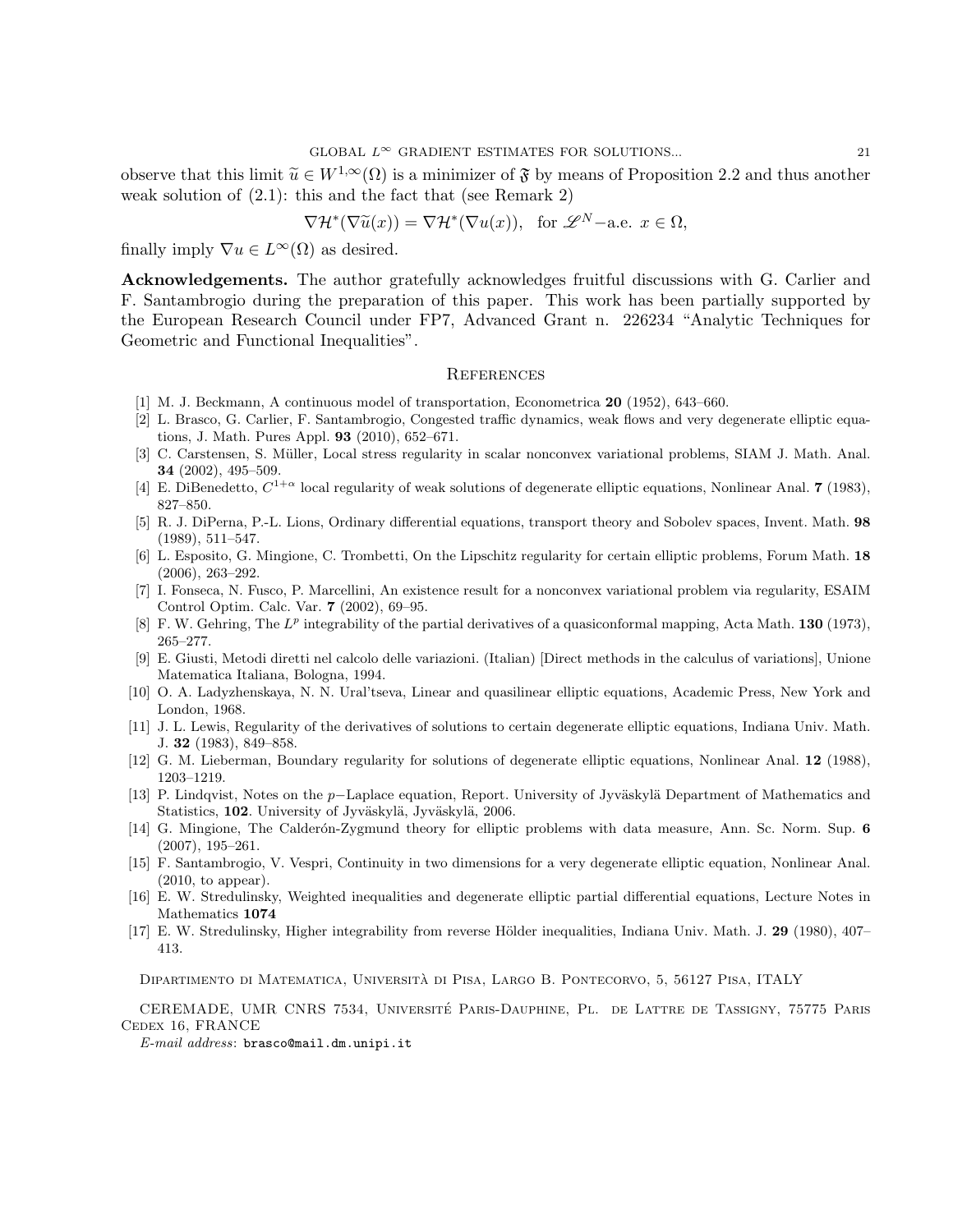observe that this limit $\widetilde{u} \in W^{1,\infty}(\Omega)$ is a minimizer of $\mathfrak{F}$ by means of Proposition 2.2 and thus another weak solution of (2.1): this and the fact that (see Remark 2)

$$\nabla \mathcal{H}^*(\nabla \widetilde{u}(x)) = \nabla \mathcal{H}^*(\nabla u(x)), \quad \text{for } \mathscr{L}^N\text{–a.e. } x \in \Omega,$$

finally imply $\nabla u \in L^\infty(\Omega)$ as desired.

**Acknowledgements.** The author gratefully acknowledges fruitful discussions with G. Carlier and F. Santambrogio during the preparation of this paper. This work has been partially supported by the European Research Council under FP7, Advanced Grant n. 226234 "Analytic Techniques for Geometric and Functional Inequalities".

## References

[1] M. J. Beckmann, A continuous model of transportation, Econometrica **20** (1952), 643–660.

[2] L. Brasco, G. Carlier, F. Santambrogio, Congested traffic dynamics, weak flows and very degenerate elliptic equations, J. Math. Pures Appl. **93** (2010), 652–671.

[3] C. Carstensen, S. Müller, Local stress regularity in scalar nonconvex variational problems, SIAM J. Math. Anal. **34** (2002), 495–509.

[4] E. DiBenedetto, $C^{1+\alpha}$ local regularity of weak solutions of degenerate elliptic equations, Nonlinear Anal. **7** (1983), 827–850.

[5] R. J. DiPerna, P.-L. Lions, Ordinary differential equations, transport theory and Sobolev spaces, Invent. Math. **98** (1989), 511–547.

[6] L. Esposito, G. Mingione, C. Trombetti, On the Lipschitz regularity for certain elliptic problems, Forum Math. **18** (2006), 263–292.

[7] I. Fonseca, N. Fusco, P. Marcellini, An existence result for a nonconvex variational problem via regularity, ESAIM Control Optim. Calc. Var. **7** (2002), 69–95.

[8] F. W. Gehring, The $L^p$ integrability of the partial derivatives of a quasiconformal mapping, Acta Math. **130** (1973), 265–277.

[9] E. Giusti, Metodi diretti nel calcolo delle variazioni. (Italian) [Direct methods in the calculus of variations], Unione Matematica Italiana, Bologna, 1994.

[10] O. A. Ladyzhenskaya, N. N. Ural'tseva, Linear and quasilinear elliptic equations, Academic Press, New York and London, 1968.

[11] J. L. Lewis, Regularity of the derivatives of solutions to certain degenerate elliptic equations, Indiana Univ. Math. J. **32** (1983), 849–858.

[12] G. M. Lieberman, Boundary regularity for solutions of degenerate elliptic equations, Nonlinear Anal. **12** (1988), 1203–1219.

[13] P. Lindqvist, Notes on the $p-$Laplace equation, Report. University of Jyväskylä Department of Mathematics and Statistics, **102**. University of Jyväskylä, Jyväskylä, 2006.

[14] G. Mingione, The Calderón-Zygmund theory for elliptic problems with data measure, Ann. Sc. Norm. Sup. **6** (2007), 195–261.

[15] F. Santambrogio, V. Vespri, Continuity in two dimensions for a very degenerate elliptic equation, Nonlinear Anal. (2010, to appear).

[16] E. W. Stredulinsky, Weighted inequalities and degenerate elliptic partial differential equations, Lecture Notes in Mathematics **1074**

[17] E. W. Stredulinsky, Higher integrability from reverse Hölder inequalities, Indiana Univ. Math. J. **29** (1980), 407–413.

Dipartimento di Matematica, Università di Pisa, Largo B. Pontecorvo, 5, 56127 Pisa, ITALY

CEREMADE, UMR CNRS 7534, Université Paris-Dauphine, Pl. de Lattre de Tassigny, 75775 Paris Cedex 16, FRANCE

*E-mail address*: brasco@mail.dm.unipi.it